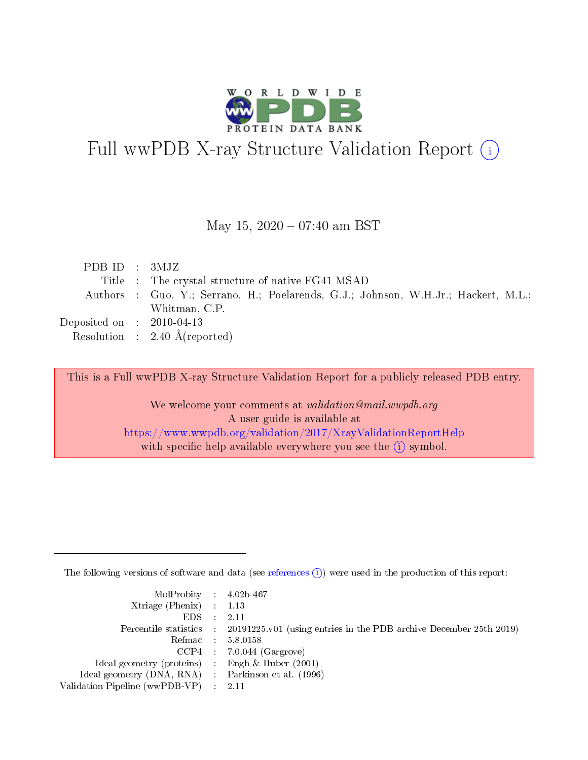# Full wwPDB X-ray Structure Validation Report (i)

May 15, 2020 – 07:40 am BST

| | | |
|---|---|---|
| PDB ID | : | 3MJZ |
| Title | : | The crystal structure of native FG41 MSAD |
| Authors | : | Guo, Y.; Serrano, H.; Poelarends, G.J.; Johnson, W.H.Jr.; Hackert, M.L.; Whitman, C.P. |
| Deposited on | : | 2010-04-13 |
| Resolution | : | 2.40 Å(reported) |

This is a Full wwPDB X-ray Structure Validation Report for a publicly released PDB entry.

We welcome your comments at *validation@mail.wwpdb.org*
A user guide is available at
https://www.wwpdb.org/validation/2017/XrayValidationReportHelp
with specific help available everywhere you see the (i) symbol.

---

The following versions of software and data (see references (i)) were used in the production of this report:

| | | |
|---|---|---|
| MolProbity | : | 4.02b-467 |
| Xtriage (Phenix) | : | 1.13 |
| EDS | : | 2.11 |
| Percentile statistics | : | 20191225.v01 (using entries in the PDB archive December 25th 2019) |
| Refmac | : | 5.8.0158 |
| CCP4 | : | 7.0.044 (Gargrove) |
| Ideal geometry (proteins) | : | Engh & Huber (2001) |
| Ideal geometry (DNA, RNA) | : | Parkinson et al. (1996) |
| Validation Pipeline (wwPDB-VP) | : | 2.11 |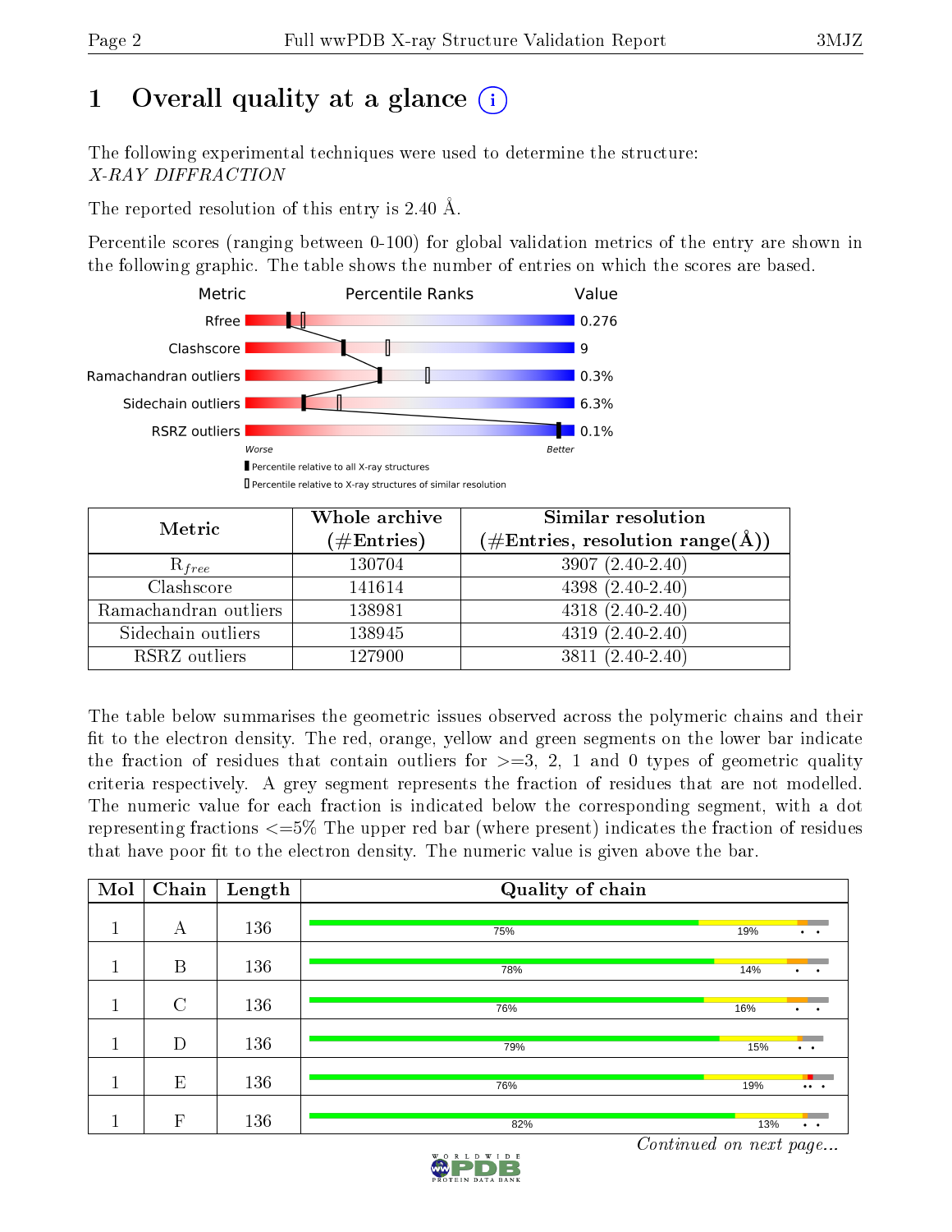# 1 Overall quality at a glance

The following experimental techniques were used to determine the structure:
*X-RAY DIFFRACTION*

The reported resolution of this entry is 2.40 Å.

Percentile scores (ranging between 0-100) for global validation metrics of the entry are shown in the following graphic. The table shows the number of entries on which the scores are based.

Metric
Percentile Ranks
Value
Rfree
0.276
Clashscore
9
Ramachandran outliers
0.3%
Sidechain outliers
6.3%
RSRZ outliers
0.1%
Worse
Better
Percentile relative to all X-ray structures
Percentile relative to X-ray structures of similar resolution

| Metric | Whole archive (#Entries) | Similar resolution (#Entries, resolution range(Å)) |
|---|---|---|
| $R_{free}$ | 130704 | 3907 (2.40-2.40) |
| Clashscore | 141614 | 4398 (2.40-2.40) |
| Ramachandran outliers | 138981 | 4318 (2.40-2.40) |
| Sidechain outliers | 138945 | 4319 (2.40-2.40) |
| RSRZ outliers | 127900 | 3811 (2.40-2.40) |

The table below summarises the geometric issues observed across the polymeric chains and their fit to the electron density. The red, orange, yellow and green segments on the lower bar indicate the fraction of residues that contain outliers for >=3, 2, 1 and 0 types of geometric quality criteria respectively. A grey segment represents the fraction of residues that are not modelled. The numeric value for each fraction is indicated below the corresponding segment, with a dot representing fractions <=5% The upper red bar (where present) indicates the fraction of residues that have poor fit to the electron density. The numeric value is given above the bar.

| Mol | Chain | Length | Quality of chain |
|---|---|---|---|
| 1 | A | 136 | 75% 19% • • |
| 1 | B | 136 | 78% 14% • • |
| 1 | C | 136 | 76% 16% • • |
| 1 | D | 136 | 79% 15% • • |
| 1 | E | 136 | 76% 19% •• • |
| 1 | F | 136 | 82% 13% • • |

*Continued on next page...*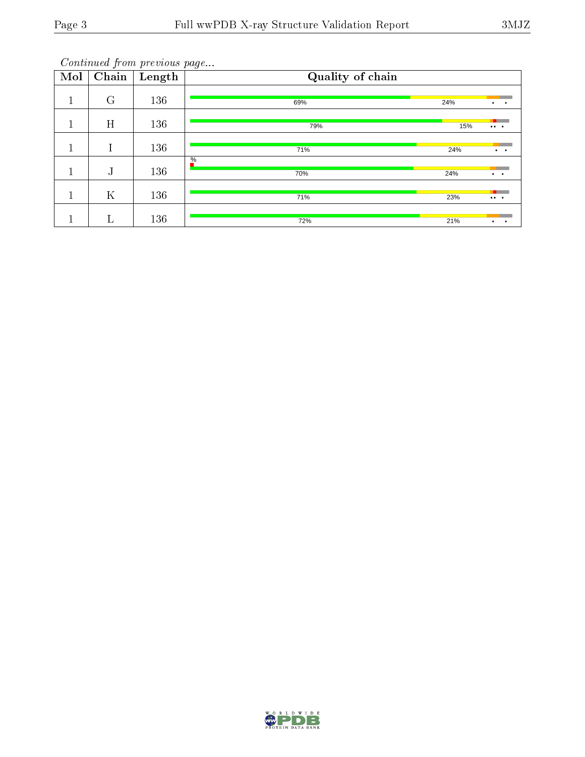*Continued from previous page...*

| Mol | Chain | Length | Quality of chain |
|---|---|---|---|
| 1 | G | 136 | 69% 24% • • |
| 1 | H | 136 | 79% 15% •• • |
| 1 | I | 136 | 71% 24% • • |
| 1 | J | 136 | % 70% 24% • • |
| 1 | K | 136 | 71% 23% •• • |
| 1 | L | 136 | 72% 21% • • |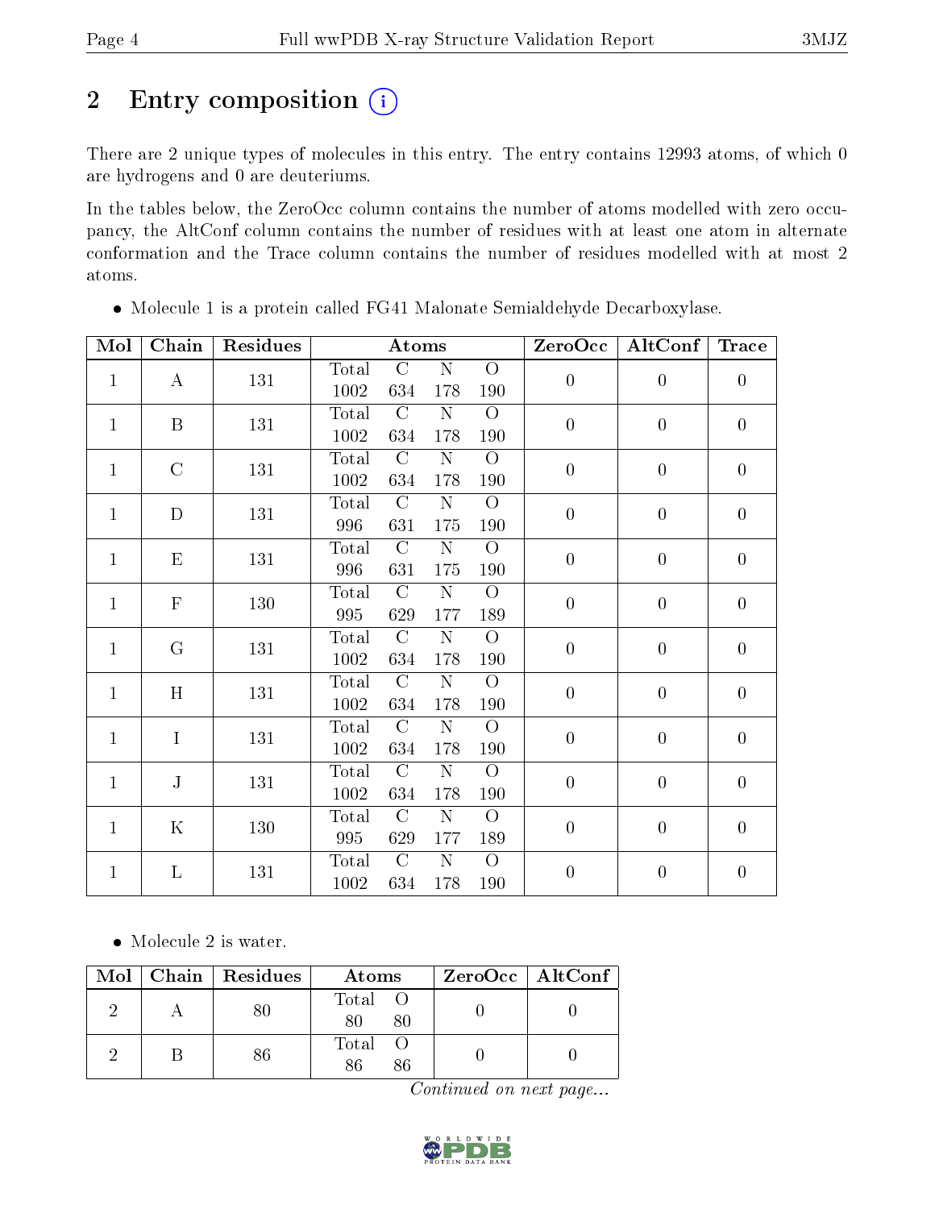# 2 Entry composition

There are 2 unique types of molecules in this entry. The entry contains 12993 atoms, of which 0 are hydrogens and 0 are deuteriums.

In the tables below, the ZeroOcc column contains the number of atoms modelled with zero occupancy, the AltConf column contains the number of residues with at least one atom in alternate conformation and the Trace column contains the number of residues modelled with at most 2 atoms.

- Molecule 1 is a protein called FG41 Malonate Semialdehyde Decarboxylase.

| Mol | Chain | Residues | Atoms | | | | ZeroOcc | AltConf | Trace |
|---|---|---|---|---|---|---|---|---|---|
| | | | Total | C | N | O | | | |
| 1 | A | 131 | 1002 | 634 | 178 | 190 | 0 | 0 | 0 |
| 1 | B | 131 | 1002 | 634 | 178 | 190 | 0 | 0 | 0 |
| 1 | C | 131 | 1002 | 634 | 178 | 190 | 0 | 0 | 0 |
| 1 | D | 131 | 996 | 631 | 175 | 190 | 0 | 0 | 0 |
| 1 | E | 131 | 996 | 631 | 175 | 190 | 0 | 0 | 0 |
| 1 | F | 130 | 995 | 629 | 177 | 189 | 0 | 0 | 0 |
| 1 | G | 131 | 1002 | 634 | 178 | 190 | 0 | 0 | 0 |
| 1 | H | 131 | 1002 | 634 | 178 | 190 | 0 | 0 | 0 |
| 1 | I | 131 | 1002 | 634 | 178 | 190 | 0 | 0 | 0 |
| 1 | J | 131 | 1002 | 634 | 178 | 190 | 0 | 0 | 0 |
| 1 | K | 130 | 995 | 629 | 177 | 189 | 0 | 0 | 0 |
| 1 | L | 131 | 1002 | 634 | 178 | 190 | 0 | 0 | 0 |

- Molecule 2 is water.

| Mol | Chain | Residues | Atoms | | ZeroOcc | AltConf |
|---|---|---|---|---|---|---|
| | | | Total | O | | |
| 2 | A | 80 | 80 | 80 | 0 | 0 |
| 2 | B | 86 | 86 | 86 | 0 | 0 |

*Continued on next page...*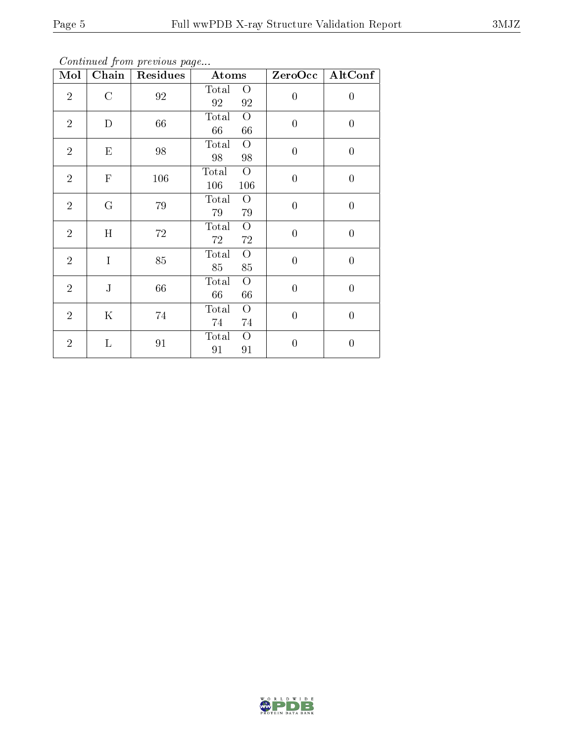*Continued from previous page...*

| Mol | Chain | Residues | Atoms | ZeroOcc | AltConf |
|---|---|---|---|---|---|
| 2 | C | 92 | Total O<br>92 92 | 0 | 0 |
| 2 | D | 66 | Total O<br>66 66 | 0 | 0 |
| 2 | E | 98 | Total O<br>98 98 | 0 | 0 |
| 2 | F | 106 | Total O<br>106 106 | 0 | 0 |
| 2 | G | 79 | Total O<br>79 79 | 0 | 0 |
| 2 | H | 72 | Total O<br>72 72 | 0 | 0 |
| 2 | I | 85 | Total O<br>85 85 | 0 | 0 |
| 2 | J | 66 | Total O<br>66 66 | 0 | 0 |
| 2 | K | 74 | Total O<br>74 74 | 0 | 0 |
| 2 | L | 91 | Total O<br>91 91 | 0 | 0 |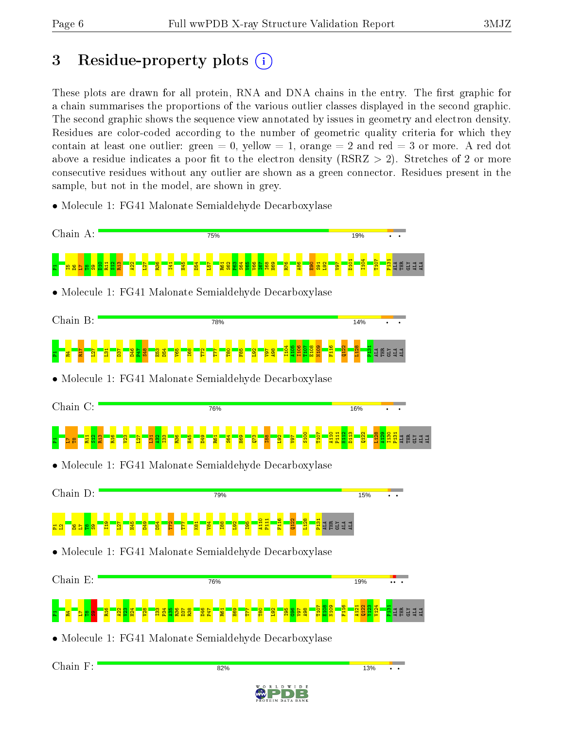# 3 Residue-property plots

These plots are drawn for all protein, RNA and DNA chains in the entry. The first graphic for a chain summarises the proportions of the various outlier classes displayed in the second graphic. The second graphic shows the sequence view annotated by issues in geometry and electron density. Residues are color-coded according to the number of geometric quality criteria for which they contain at least one outlier: green = 0, yellow = 1, orange = 2 and red = 3 or more. A red dot above a residue indicates a poor fit to the electron density (RSRZ > 2). Stretches of 2 or more consecutive residues without any outlier are shown as a green connector. Residues present in the sample, but not in the model, are shown in grey.

- Molecule 1: FG41 Malonate Semialdehyde Decarboxylase

Chain A:

75%

19%

P1 I5 D6 L7 T8 S9 D10 R11 S12 R13 A22 L27 R36 I41 H45 D54 L57 R61 S62 P63 S64 V65 V66 I67 I68 H69 R76 A86 E90 S91 L92 V97 D101 I104 T107 P131 ALA THR GLY ALA ALA

- Molecule 1: FG41 Malonate Semialdehyde Decarboxylase

Chain B:

78%

14%

P1 R4 R17 L27 L31 D37 D46 P47 S48 E53 D54 V65 I68 T72 T77 T80 F85 L92 V97 A98 I104 A105 I106 T107 E108 N109 F116 Q122 L128 P131 ALA THR GLY ALA ALA

- Molecule 1: FG41 Malonate Semialdehyde Decarboxylase

Chain C:

76%

16%

P1 L7 T8 R11 S12 R13 R16 V23 L27 L31 A32 I33 R36 H45 D49 R61 S64 H69 Q73 I88 L92 V97 S100 T107 A110 P111 H112 D113 Q122 L128 A129 I130 P131 ALA THR GLY ALA ALA

- Molecule 1: FG41 Malonate Semialdehyde Decarboxylase

Chain D:

79%

15%

P1 L2 D6 L7 T8 S9 I19 L27 H45 D49 D54 T72 T77 K81 V84 I88 L92 I95 A110 P111 F116 Q122 L128 P131 ALA THR GLY ALA ALA

- Molecule 1: FG41 Malonate Semialdehyde Decarboxylase

Chain E:

76%

19%

P1 R4 L7 T8 S9 R16 A22 V23 H24 V28 I33 P34 A35 R36 D37 R38 D46 P47 R61 H69 T77 T80 L92 I95 G96 V97 A98 T107 E108 N109 F116 A121 Q122 V123 V124 P131 ALA THR GLY ALA ALA

- Molecule 1: FG41 Malonate Semialdehyde Decarboxylase

Chain F:

82%

13%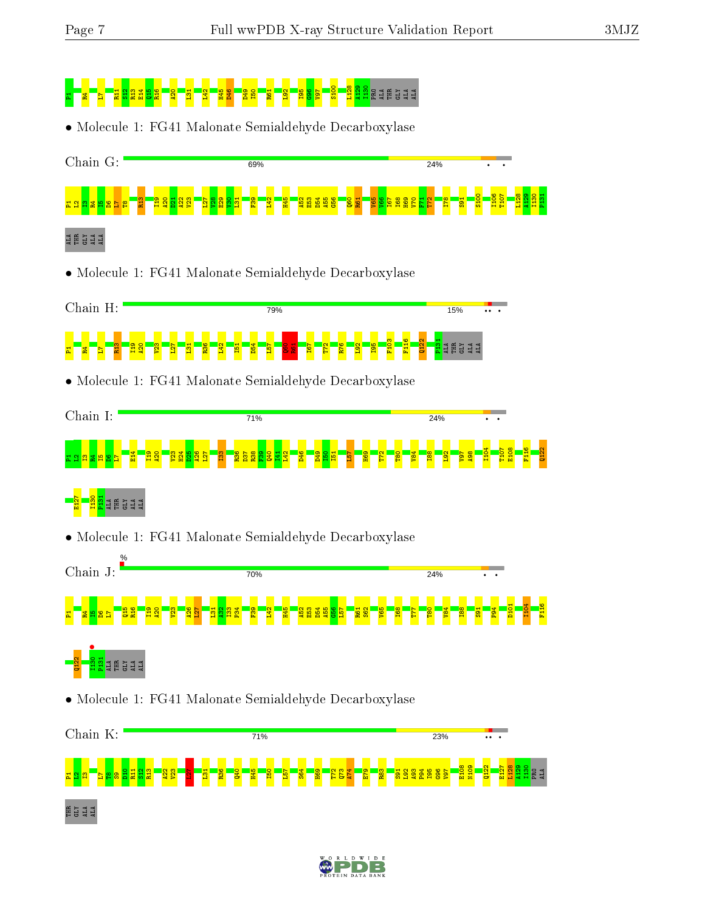P1 R4 L7 R11 S12 R13 E14 Q15 R16 A20 L31 L42 H45 D46 D49 I50 R61 L92 I95 G96 V97 S100 L128 A129 I130 PRO ALA THR GLY ALA ALA

• Molecule 1: FG41 Malonate Semialdehyde Decarboxylase

Chain G:

69%

24%

P1 L2 I3 R4 I5 D6 L7 T8 R13 I19 A20 D21 A22 V23 L27 V28 E29 V30 L31 F39 L42 H45 A52 E53 D54 A55 G56 Q60 R61 V65 V66 I67 I68 H69 V70 F71 T72 I78 S91 S100 I106 T107 L128 A129 I130 P131 ALA THR GLY ALA ALA

• Molecule 1: FG41 Malonate Semialdehyde Decarboxylase

Chain H:

79%

15%

P1 R4 L7 R13 I19 A20 V23 L27 L31 R36 L42 I51 D54 L57 Q60 R61 I67 T72 R76 L92 I95 F103 F116 Q122 P131 ALA THR GLY ALA ALA

• Molecule 1: FG41 Malonate Semialdehyde Decarboxylase

Chain I:

71%

24%

P1 L2 I3 R4 I5 D6 L7 E14 I19 A20 V23 H24 D25 A26 L27 I33 R36 D37 R38 F39 Q40 I41 L42 D46 D49 I50 I51 L57 H69 T72 T80 V84 I88 L92 V97 A98 I104 T107 E108 F116 Q122 E127 I130 P131 ALA THR GLY ALA ALA

• Molecule 1: FG41 Malonate Semialdehyde Decarboxylase

Chain J:

%

70%

24%

P1 R4 I5 D6 L7 Q15 R16 I19 A20 V23 A26 L27 L31 A32 I33 P34 F39 L42 H45 A52 E53 D54 A55 G56 L57 R61 S62 V65 I68 T77 T80 V84 I88 S91 P94 D101 I104 F116 Q122 I130 P131 ALA THR GLY ALA ALA

• Molecule 1: FG41 Malonate Semialdehyde Decarboxylase

Chain K:

71%

23%

P1 L2 I3 L7 T8 S9 D10 R11 S12 R13 A22 V23 L27 L31 R36 Q40 H45 I50 L57 S64 H69 T72 Q73 A74 E79 R83 S91 L92 A93 P94 I95 G96 V97 E108 N109 Q122 E127 L128 A129 I130 PRO ALA THR GLY ALA ALA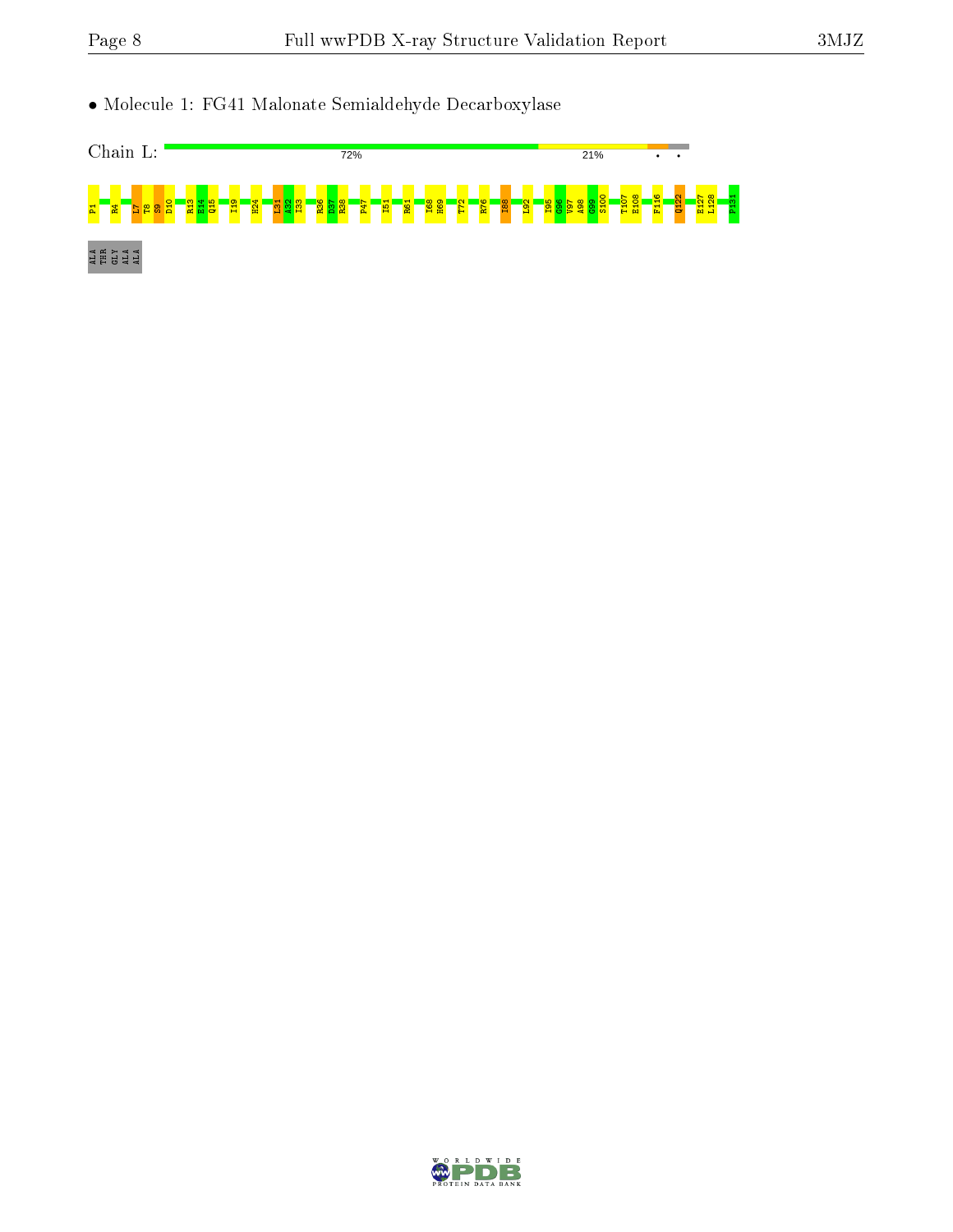• Molecule 1: FG41 Malonate Semialdehyde Decarboxylase

Chain L:

72%

21%

P1 R4 L7 T8 S9 D10 R13 E14 Q15 I19 H24 L31 A32 I33 R36 D37 R38 P47 I51 R61 I68 H69 T72 R76 I88 L92 I95 G96 V97 A98 G99 S100 T107 E108 F116 Q122 E127 L128 F131

ALA THR GLY ALA ALA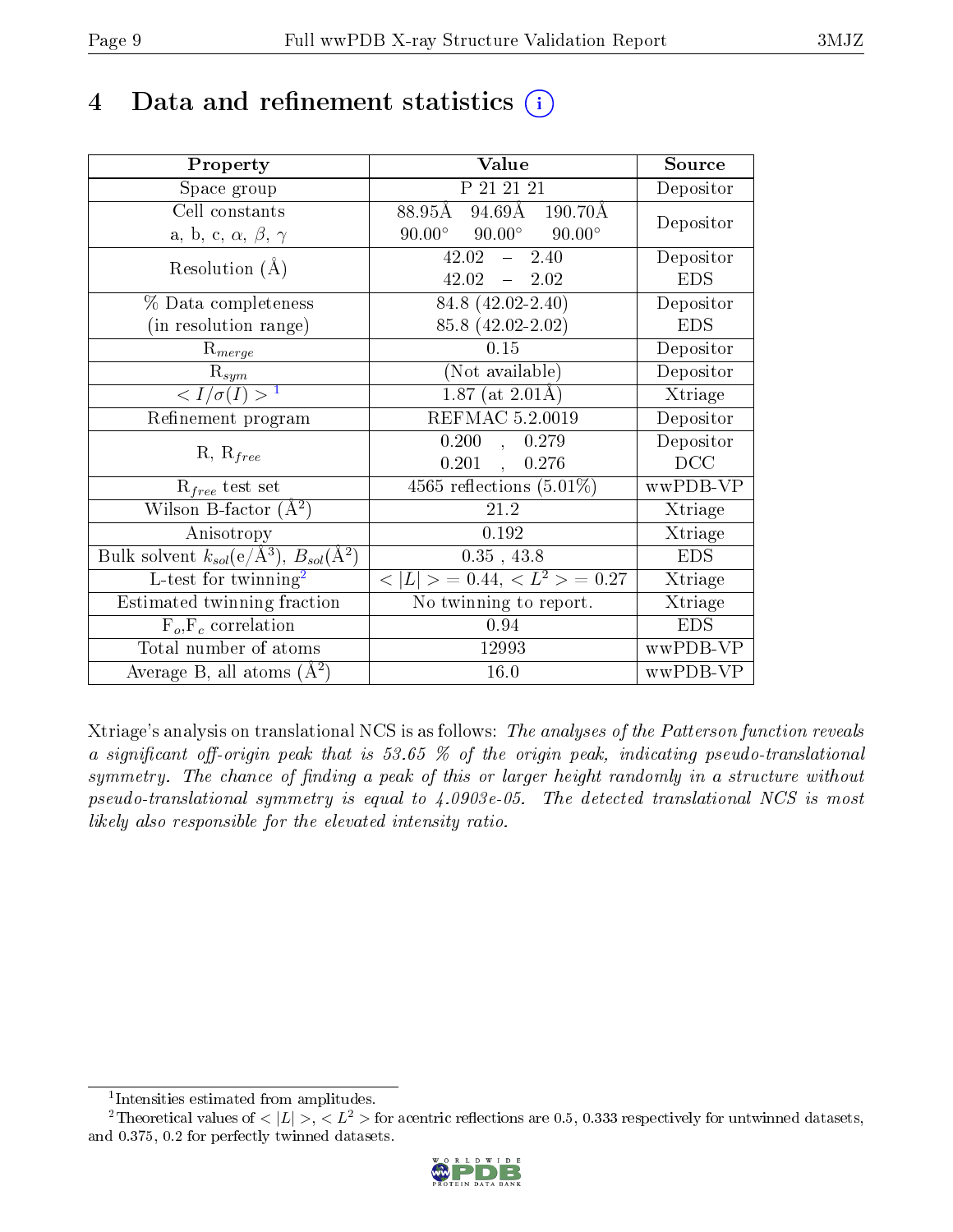# 4 Data and refinement statistics

| Property | Value | Source |
|---|---|---|
| Space group | P 21 21 21 | Depositor |
| Cell constants<br>a, b, c, $\alpha$, $\beta$, $\gamma$ | 88.95Å 94.69Å 190.70Å<br>90.00° 90.00° 90.00° | Depositor |
| Resolution (Å) | 42.02 – 2.40<br>42.02 – 2.02 | Depositor<br>EDS |
| % Data completeness<br>(in resolution range) | 84.8 (42.02-2.40)<br>85.8 (42.02-2.02) | Depositor<br>EDS |
| $R_{merge}$ | 0.15 | Depositor |
| $R_{sym}$ | (Not available) | Depositor |
| $< I/\sigma(I) >$ [1] | 1.87 (at 2.01Å) | Xtriage |
| Refinement program | REFMAC 5.2.0019 | Depositor |
| R, $R_{free}$ | 0.200 , 0.279<br>0.201 , 0.276 | Depositor<br>DCC |
| $R_{free}$ test set | 4565 reflections (5.01%) | wwPDB-VP |
| Wilson B-factor (Å$^2$) | 21.2 | Xtriage |
| Anisotropy | 0.192 | Xtriage |
| Bulk solvent $k_{sol}$(e/Å$^3$), $B_{sol}$(Å$^2$) | 0.35 , 43.8 | EDS |
| L-test for twinning[2] | $< \|L\| > = 0.44$, $< L^2 > = 0.27$ | Xtriage |
| Estimated twinning fraction | No twinning to report. | Xtriage |
| $F_o$,$F_c$ correlation | 0.94 | EDS |
| Total number of atoms | 12993 | wwPDB-VP |
| Average B, all atoms (Å$^2$) | 16.0 | wwPDB-VP |

Xtriage's analysis on translational NCS is as follows: *The analyses of the Patterson function reveals a significant off-origin peak that is 53.65 % of the origin peak, indicating pseudo-translational symmetry. The chance of finding a peak of this or larger height randomly in a structure without pseudo-translational symmetry is equal to 4.0903e-05. The detected translational NCS is most likely also responsible for the elevated intensity ratio.*

[1] Intensities estimated from amplitudes.

[2] Theoretical values of $< |L| >$, $< L^2 >$ for acentric reflections are 0.5, 0.333 respectively for untwinned datasets, and 0.375, 0.2 for perfectly twinned datasets.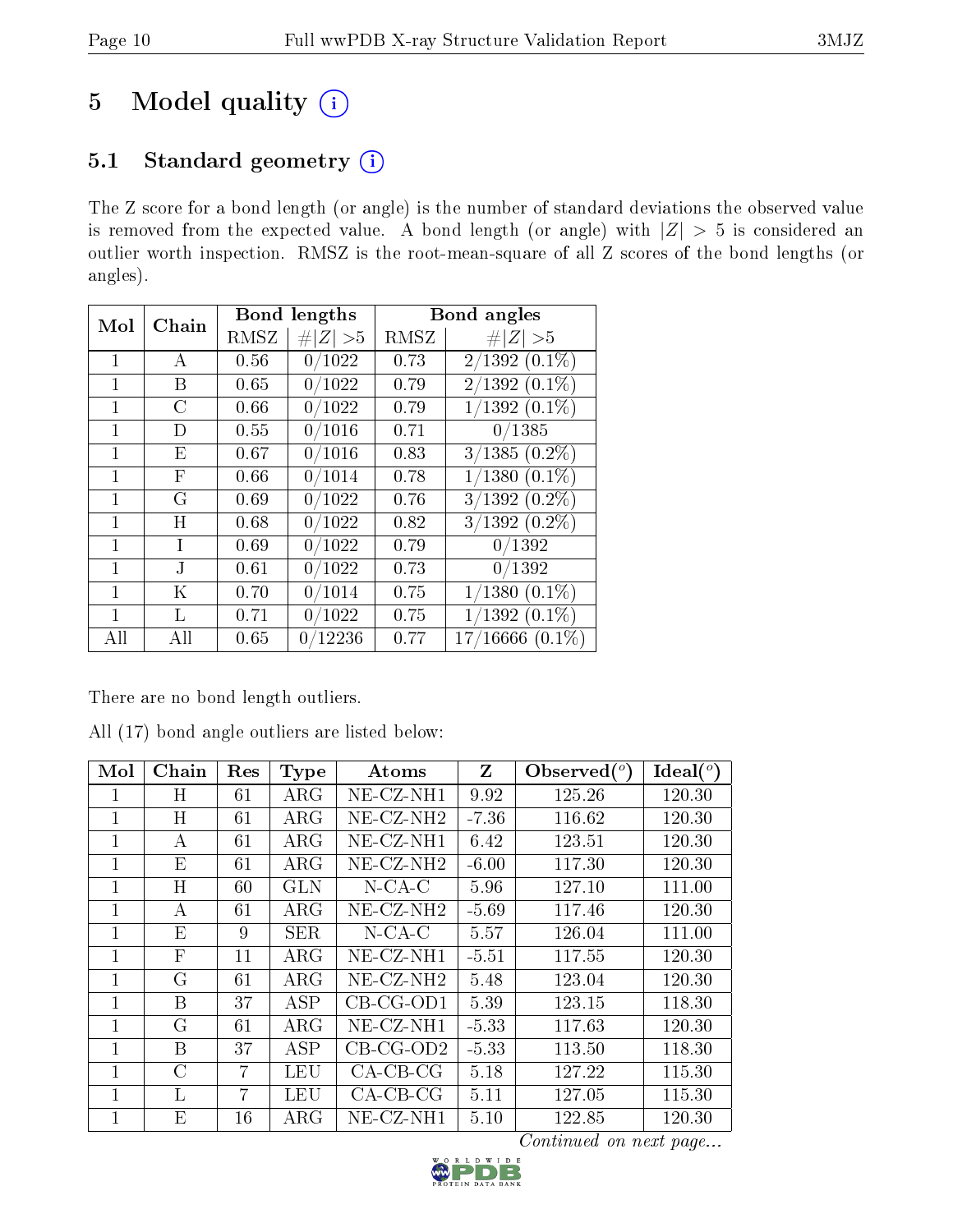# 5 Model quality (i)

## 5.1 Standard geometry (i)

The Z score for a bond length (or angle) is the number of standard deviations the observed value is removed from the expected value. A bond length (or angle) with $|Z| > 5$ is considered an outlier worth inspection. RMSZ is the root-mean-square of all Z scores of the bond lengths (or angles).

| Mol | Chain | Bond lengths | | Bond angles | |
|---|---|---|---|---|---|
| | | RMSZ | #$\|Z\|$ >5 | RMSZ | #$\|Z\|$ >5 |
| 1 | A | 0.56 | 0/1022 | 0.73 | 2/1392 (0.1%) |
| 1 | B | 0.65 | 0/1022 | 0.79 | 2/1392 (0.1%) |
| 1 | C | 0.66 | 0/1022 | 0.79 | 1/1392 (0.1%) |
| 1 | D | 0.55 | 0/1016 | 0.71 | 0/1385 |
| 1 | E | 0.67 | 0/1016 | 0.83 | 3/1385 (0.2%) |
| 1 | F | 0.66 | 0/1014 | 0.78 | 1/1380 (0.1%) |
| 1 | G | 0.69 | 0/1022 | 0.76 | 3/1392 (0.2%) |
| 1 | H | 0.68 | 0/1022 | 0.82 | 3/1392 (0.2%) |
| 1 | I | 0.69 | 0/1022 | 0.79 | 0/1392 |
| 1 | J | 0.61 | 0/1022 | 0.73 | 0/1392 |
| 1 | K | 0.70 | 0/1014 | 0.75 | 1/1380 (0.1%) |
| 1 | L | 0.71 | 0/1022 | 0.75 | 1/1392 (0.1%) |
| All | All | 0.65 | 0/12236 | 0.77 | 17/16666 (0.1%) |

There are no bond length outliers.

All (17) bond angle outliers are listed below:

| Mol | Chain | Res | Type | Atoms | Z | Observed(°) | Ideal(°) |
|---|---|---|---|---|---|---|---|
| 1 | H | 61 | ARG | NE-CZ-NH1 | 9.92 | 125.26 | 120.30 |
| 1 | H | 61 | ARG | NE-CZ-NH2 | -7.36 | 116.62 | 120.30 |
| 1 | A | 61 | ARG | NE-CZ-NH1 | 6.42 | 123.51 | 120.30 |
| 1 | E | 61 | ARG | NE-CZ-NH2 | -6.00 | 117.30 | 120.30 |
| 1 | H | 60 | GLN | N-CA-C | 5.96 | 127.10 | 111.00 |
| 1 | A | 61 | ARG | NE-CZ-NH2 | -5.69 | 117.46 | 120.30 |
| 1 | E | 9 | SER | N-CA-C | 5.57 | 126.04 | 111.00 |
| 1 | F | 11 | ARG | NE-CZ-NH1 | -5.51 | 117.55 | 120.30 |
| 1 | G | 61 | ARG | NE-CZ-NH2 | 5.48 | 123.04 | 120.30 |
| 1 | B | 37 | ASP | CB-CG-OD1 | 5.39 | 123.15 | 118.30 |
| 1 | G | 61 | ARG | NE-CZ-NH1 | -5.33 | 117.63 | 120.30 |
| 1 | B | 37 | ASP | CB-CG-OD2 | -5.33 | 113.50 | 118.30 |
| 1 | C | 7 | LEU | CA-CB-CG | 5.18 | 127.22 | 115.30 |
| 1 | L | 7 | LEU | CA-CB-CG | 5.11 | 127.05 | 115.30 |
| 1 | E | 16 | ARG | NE-CZ-NH1 | 5.10 | 122.85 | 120.30 |

*Continued on next page...*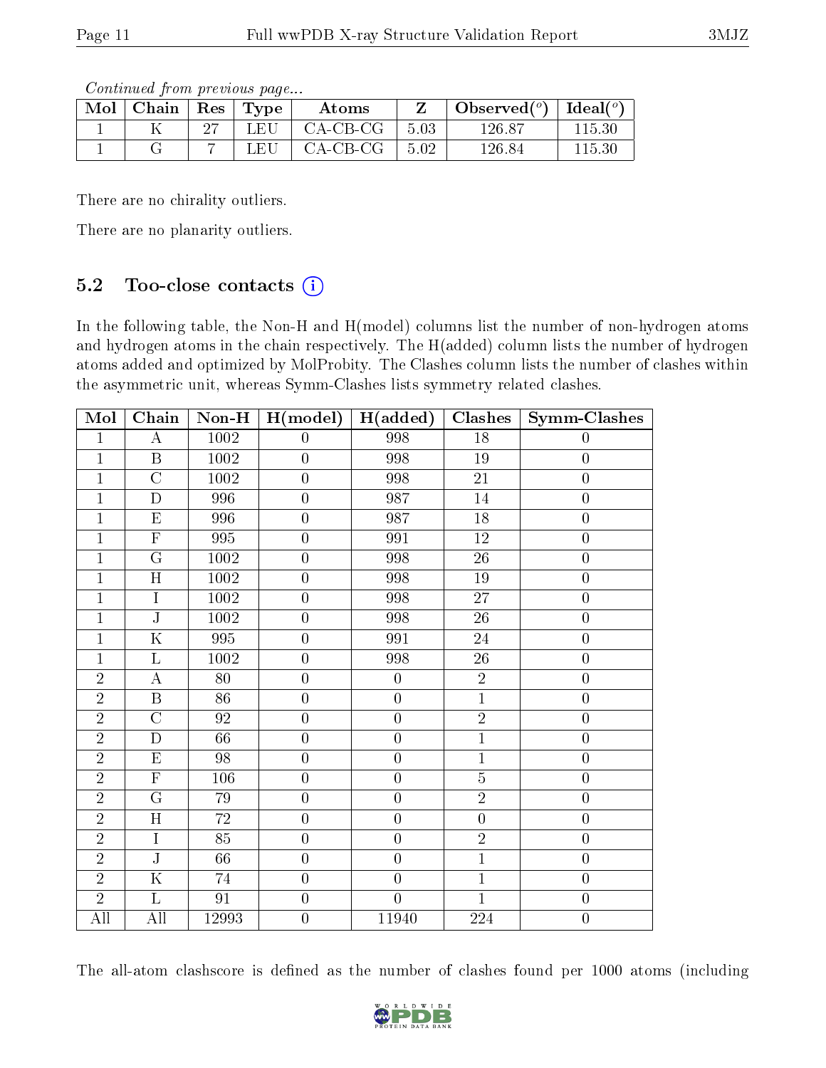*Continued from previous page...*

| Mol | Chain | Res | Type | Atoms | Z | Observed(°) | Ideal(°) |
|---|---|---|---|---|---|---|---|
| 1 | K | 27 | LEU | CA-CB-CG | 5.03 | 126.87 | 115.30 |
| 1 | G | 7 | LEU | CA-CB-CG | 5.02 | 126.84 | 115.30 |

There are no chirality outliers.

There are no planarity outliers.

## 5.2 Too-close contacts (i)

In the following table, the Non-H and H(model) columns list the number of non-hydrogen atoms and hydrogen atoms in the chain respectively. The H(added) column lists the number of hydrogen atoms added and optimized by MolProbity. The Clashes column lists the number of clashes within the asymmetric unit, whereas Symm-Clashes lists symmetry related clashes.

| Mol | Chain | Non-H | H(model) | H(added) | Clashes | Symm-Clashes |
|---|---|---|---|---|---|---|
| 1 | A | 1002 | 0 | 998 | 18 | 0 |
| 1 | B | 1002 | 0 | 998 | 19 | 0 |
| 1 | C | 1002 | 0 | 998 | 21 | 0 |
| 1 | D | 996 | 0 | 987 | 14 | 0 |
| 1 | E | 996 | 0 | 987 | 18 | 0 |
| 1 | F | 995 | 0 | 991 | 12 | 0 |
| 1 | G | 1002 | 0 | 998 | 26 | 0 |
| 1 | H | 1002 | 0 | 998 | 19 | 0 |
| 1 | I | 1002 | 0 | 998 | 27 | 0 |
| 1 | J | 1002 | 0 | 998 | 26 | 0 |
| 1 | K | 995 | 0 | 991 | 24 | 0 |
| 1 | L | 1002 | 0 | 998 | 26 | 0 |
| 2 | A | 80 | 0 | 0 | 2 | 0 |
| 2 | B | 86 | 0 | 0 | 1 | 0 |
| 2 | C | 92 | 0 | 0 | 2 | 0 |
| 2 | D | 66 | 0 | 0 | 1 | 0 |
| 2 | E | 98 | 0 | 0 | 1 | 0 |
| 2 | F | 106 | 0 | 0 | 5 | 0 |
| 2 | G | 79 | 0 | 0 | 2 | 0 |
| 2 | H | 72 | 0 | 0 | 0 | 0 |
| 2 | I | 85 | 0 | 0 | 2 | 0 |
| 2 | J | 66 | 0 | 0 | 1 | 0 |
| 2 | K | 74 | 0 | 0 | 1 | 0 |
| 2 | L | 91 | 0 | 0 | 1 | 0 |
| All | All | 12993 | 0 | 11940 | 224 | 0 |

The all-atom clashscore is defined as the number of clashes found per 1000 atoms (including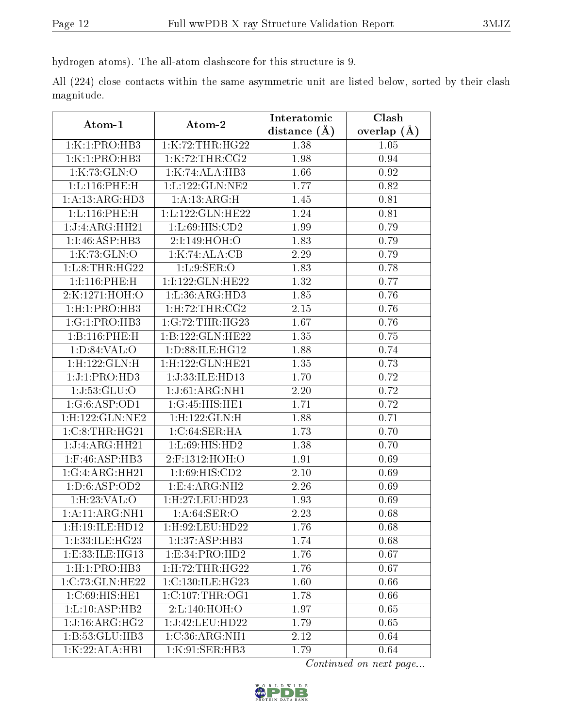hydrogen atoms). The all-atom clashscore for this structure is 9.

All (224) close contacts within the same asymmetric unit are listed below, sorted by their clash magnitude.

| Atom-1 | Atom-2 | Interatomic distance (Å) | Clash overlap (Å) |
|---|---|---|---|
| 1:K:1:PRO:HB3 | 1:K:72:THR:HG22 | 1.38 | 1.05 |
| 1:K:1:PRO:HB3 | 1:K:72:THR:CG2 | 1.98 | 0.94 |
| 1:K:73:GLN:O | 1:K:74:ALA:HB3 | 1.66 | 0.92 |
| 1:L:116:PHE:H | 1:L:122:GLN:NE2 | 1.77 | 0.82 |
| 1:A:13:ARG:HD3 | 1:A:13:ARG:H | 1.45 | 0.81 |
| 1:L:116:PHE:H | 1:L:122:GLN:HE22 | 1.24 | 0.81 |
| 1:J:4:ARG:HH21 | 1:L:69:HIS:CD2 | 1.99 | 0.79 |
| 1:I:46:ASP:HB3 | 2:I:149:HOH:O | 1.83 | 0.79 |
| 1:K:73:GLN:O | 1:K:74:ALA:CB | 2.29 | 0.79 |
| 1:L:8:THR:HG22 | 1:L:9:SER:O | 1.83 | 0.78 |
| 1:I:116:PHE:H | 1:I:122:GLN:HE22 | 1.32 | 0.77 |
| 2:K:1271:HOH:O | 1:L:36:ARG:HD3 | 1.85 | 0.76 |
| 1:H:1:PRO:HB3 | 1:H:72:THR:CG2 | 2.15 | 0.76 |
| 1:G:1:PRO:HB3 | 1:G:72:THR:HG23 | 1.67 | 0.76 |
| 1:B:116:PHE:H | 1:B:122:GLN:HE22 | 1.35 | 0.75 |
| 1:D:84:VAL:O | 1:D:88:ILE:HG12 | 1.88 | 0.74 |
| 1:H:122:GLN:H | 1:H:122:GLN:HE21 | 1.35 | 0.73 |
| 1:J:1:PRO:HD3 | 1:J:33:ILE:HD13 | 1.70 | 0.72 |
| 1:J:53:GLU:O | 1:J:61:ARG:NH1 | 2.20 | 0.72 |
| 1:G:6:ASP:OD1 | 1:G:45:HIS:HE1 | 1.71 | 0.72 |
| 1:H:122:GLN:NE2 | 1:H:122:GLN:H | 1.88 | 0.71 |
| 1:C:8:THR:HG21 | 1:C:64:SER:HA | 1.73 | 0.70 |
| 1:J:4:ARG:HH21 | 1:L:69:HIS:HD2 | 1.38 | 0.70 |
| 1:F:46:ASP:HB3 | 2:F:1312:HOH:O | 1.91 | 0.69 |
| 1:G:4:ARG:HH21 | 1:I:69:HIS:CD2 | 2.10 | 0.69 |
| 1:D:6:ASP:OD2 | 1:E:4:ARG:NH2 | 2.26 | 0.69 |
| 1:H:23:VAL:O | 1:H:27:LEU:HD23 | 1.93 | 0.69 |
| 1:A:11:ARG:NH1 | 1:A:64:SER:O | 2.23 | 0.68 |
| 1:H:19:ILE:HD12 | 1:H:92:LEU:HD22 | 1.76 | 0.68 |
| 1:I:33:ILE:HG23 | 1:I:37:ASP:HB3 | 1.74 | 0.68 |
| 1:E:33:ILE:HG13 | 1:E:34:PRO:HD2 | 1.76 | 0.67 |
| 1:H:1:PRO:HB3 | 1:H:72:THR:HG22 | 1.76 | 0.67 |
| 1:C:73:GLN:HE22 | 1:C:130:ILE:HG23 | 1.60 | 0.66 |
| 1:C:69:HIS:HE1 | 1:C:107:THR:OG1 | 1.78 | 0.66 |
| 1:L:10:ASP:HB2 | 2:L:140:HOH:O | 1.97 | 0.65 |
| 1:J:16:ARG:HG2 | 1:J:42:LEU:HD22 | 1.79 | 0.65 |
| 1:B:53:GLU:HB3 | 1:C:36:ARG:NH1 | 2.12 | 0.64 |
| 1:K:22:ALA:HB1 | 1:K:91:SER:HB3 | 1.79 | 0.64 |

*Continued on next page...*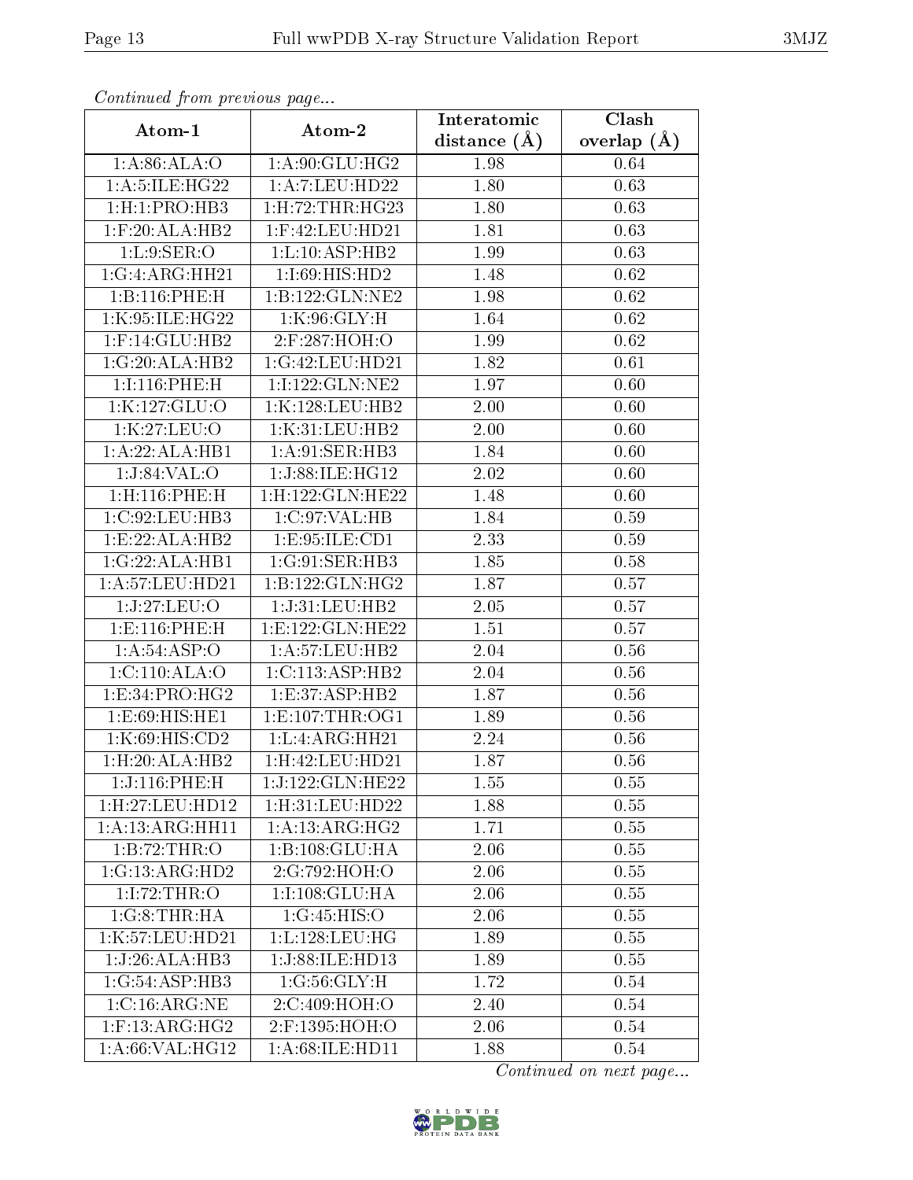*Continued from previous page...*

| Atom-1 | Atom-2 | Interatomic distance (Å) | Clash overlap (Å) |
| --- | --- | --- | --- |
| 1:A:86:ALA:O | 1:A:90:GLU:HG2 | 1.98 | 0.64 |
| 1:A:5:ILE:HG22 | 1:A:7:LEU:HD22 | 1.80 | 0.63 |
| 1:H:1:PRO:HB3 | 1:H:72:THR:HG23 | 1.80 | 0.63 |
| 1:F:20:ALA:HB2 | 1:F:42:LEU:HD21 | 1.81 | 0.63 |
| 1:L:9:SER:O | 1:L:10:ASP:HB2 | 1.99 | 0.63 |
| 1:G:4:ARG:HH21 | 1:I:69:HIS:HD2 | 1.48 | 0.62 |
| 1:B:116:PHE:H | 1:B:122:GLN:NE2 | 1.98 | 0.62 |
| 1:K:95:ILE:HG22 | 1:K:96:GLY:H | 1.64 | 0.62 |
| 1:F:14:GLU:HB2 | 2:F:287:HOH:O | 1.99 | 0.62 |
| 1:G:20:ALA:HB2 | 1:G:42:LEU:HD21 | 1.82 | 0.61 |
| 1:I:116:PHE:H | 1:I:122:GLN:NE2 | 1.97 | 0.60 |
| 1:K:127:GLU:O | 1:K:128:LEU:HB2 | 2.00 | 0.60 |
| 1:K:27:LEU:O | 1:K:31:LEU:HB2 | 2.00 | 0.60 |
| 1:A:22:ALA:HB1 | 1:A:91:SER:HB3 | 1.84 | 0.60 |
| 1:J:84:VAL:O | 1:J:88:ILE:HG12 | 2.02 | 0.60 |
| 1:H:116:PHE:H | 1:H:122:GLN:HE22 | 1.48 | 0.60 |
| 1:C:92:LEU:HB3 | 1:C:97:VAL:HB | 1.84 | 0.59 |
| 1:E:22:ALA:HB2 | 1:E:95:ILE:CD1 | 2.33 | 0.59 |
| 1:G:22:ALA:HB1 | 1:G:91:SER:HB3 | 1.85 | 0.58 |
| 1:A:57:LEU:HD21 | 1:B:122:GLN:HG2 | 1.87 | 0.57 |
| 1:J:27:LEU:O | 1:J:31:LEU:HB2 | 2.05 | 0.57 |
| 1:E:116:PHE:H | 1:E:122:GLN:HE22 | 1.51 | 0.57 |
| 1:A:54:ASP:O | 1:A:57:LEU:HB2 | 2.04 | 0.56 |
| 1:C:110:ALA:O | 1:C:113:ASP:HB2 | 2.04 | 0.56 |
| 1:E:34:PRO:HG2 | 1:E:37:ASP:HB2 | 1.87 | 0.56 |
| 1:E:69:HIS:HE1 | 1:E:107:THR:OG1 | 1.89 | 0.56 |
| 1:K:69:HIS:CD2 | 1:L:4:ARG:HH21 | 2.24 | 0.56 |
| 1:H:20:ALA:HB2 | 1:H:42:LEU:HD21 | 1.87 | 0.56 |
| 1:J:116:PHE:H | 1:J:122:GLN:HE22 | 1.55 | 0.55 |
| 1:H:27:LEU:HD12 | 1:H:31:LEU:HD22 | 1.88 | 0.55 |
| 1:A:13:ARG:HH11 | 1:A:13:ARG:HG2 | 1.71 | 0.55 |
| 1:B:72:THR:O | 1:B:108:GLU:HA | 2.06 | 0.55 |
| 1:G:13:ARG:HD2 | 2:G:792:HOH:O | 2.06 | 0.55 |
| 1:I:72:THR:O | 1:I:108:GLU:HA | 2.06 | 0.55 |
| 1:G:8:THR:HA | 1:G:45:HIS:O | 2.06 | 0.55 |
| 1:K:57:LEU:HD21 | 1:L:128:LEU:HG | 1.89 | 0.55 |
| 1:J:26:ALA:HB3 | 1:J:88:ILE:HD13 | 1.89 | 0.55 |
| 1:G:54:ASP:HB3 | 1:G:56:GLY:H | 1.72 | 0.54 |
| 1:C:16:ARG:NE | 2:C:409:HOH:O | 2.40 | 0.54 |
| 1:F:13:ARG:HG2 | 2:F:1395:HOH:O | 2.06 | 0.54 |
| 1:A:66:VAL:HG12 | 1:A:68:ILE:HD11 | 1.88 | 0.54 |

*Continued on next page...*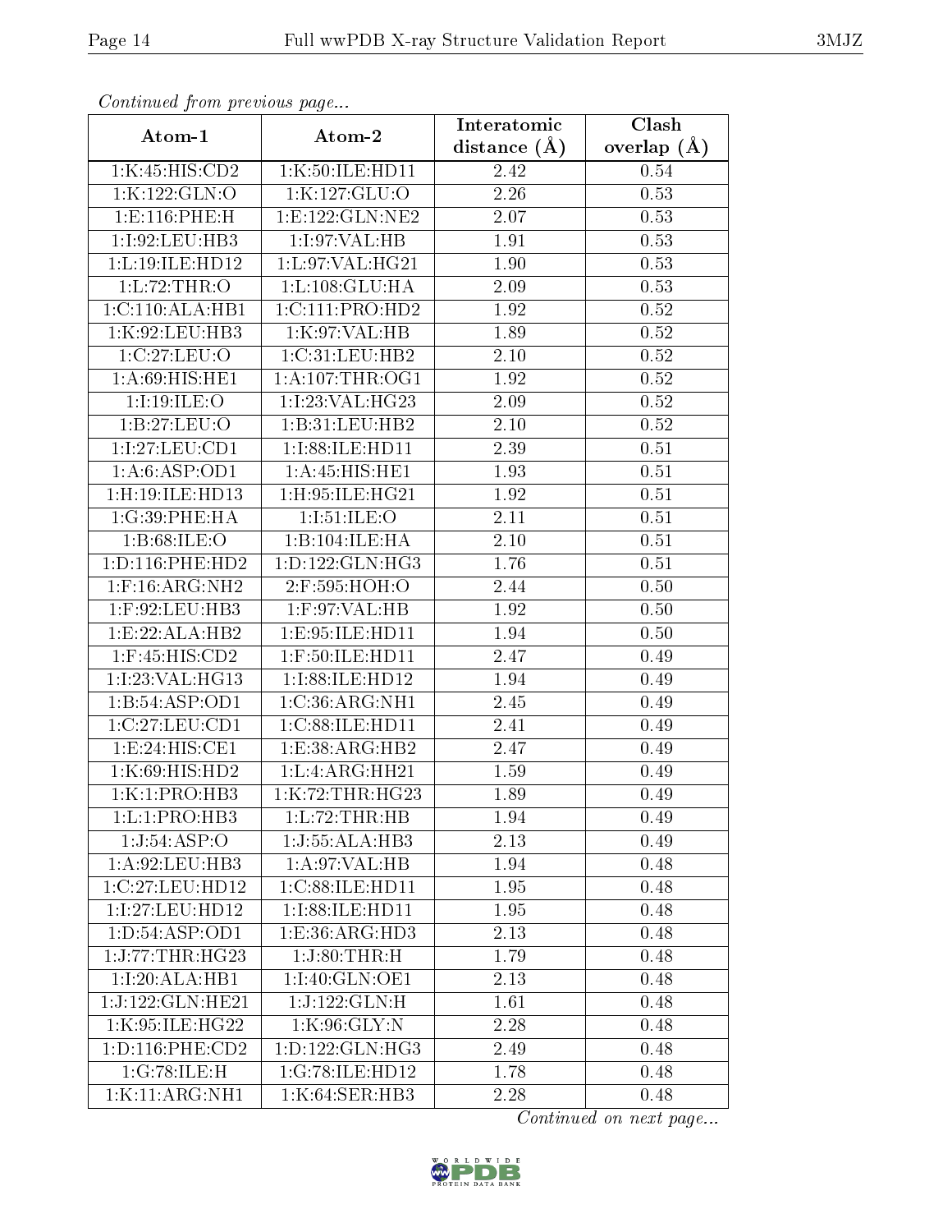*Continued from previous page...*

| Atom-1 | Atom-2 | Interatomic distance (Å) | Clash overlap (Å) |
|---|---|---|---|
| 1:K:45:HIS:CD2 | 1:K:50:ILE:HD11 | 2.42 | 0.54 |
| 1:K:122:GLN:O | 1:K:127:GLU:O | 2.26 | 0.53 |
| 1:E:116:PHE:H | 1:E:122:GLN:NE2 | 2.07 | 0.53 |
| 1:I:92:LEU:HB3 | 1:I:97:VAL:HB | 1.91 | 0.53 |
| 1:L:19:ILE:HD12 | 1:L:97:VAL:HG21 | 1.90 | 0.53 |
| 1:L:72:THR:O | 1:L:108:GLU:HA | 2.09 | 0.53 |
| 1:C:110:ALA:HB1 | 1:C:111:PRO:HD2 | 1.92 | 0.52 |
| 1:K:92:LEU:HB3 | 1:K:97:VAL:HB | 1.89 | 0.52 |
| 1:C:27:LEU:O | 1:C:31:LEU:HB2 | 2.10 | 0.52 |
| 1:A:69:HIS:HE1 | 1:A:107:THR:OG1 | 1.92 | 0.52 |
| 1:I:19:ILE:O | 1:I:23:VAL:HG23 | 2.09 | 0.52 |
| 1:B:27:LEU:O | 1:B:31:LEU:HB2 | 2.10 | 0.52 |
| 1:I:27:LEU:CD1 | 1:I:88:ILE:HD11 | 2.39 | 0.51 |
| 1:A:6:ASP:OD1 | 1:A:45:HIS:HE1 | 1.93 | 0.51 |
| 1:H:19:ILE:HD13 | 1:H:95:ILE:HG21 | 1.92 | 0.51 |
| 1:G:39:PHE:HA | 1:I:51:ILE:O | 2.11 | 0.51 |
| 1:B:68:ILE:O | 1:B:104:ILE:HA | 2.10 | 0.51 |
| 1:D:116:PHE:HD2 | 1:D:122:GLN:HG3 | 1.76 | 0.51 |
| 1:F:16:ARG:NH2 | 2:F:595:HOH:O | 2.44 | 0.50 |
| 1:F:92:LEU:HB3 | 1:F:97:VAL:HB | 1.92 | 0.50 |
| 1:E:22:ALA:HB2 | 1:E:95:ILE:HD11 | 1.94 | 0.50 |
| 1:F:45:HIS:CD2 | 1:F:50:ILE:HD11 | 2.47 | 0.49 |
| 1:I:23:VAL:HG13 | 1:I:88:ILE:HD12 | 1.94 | 0.49 |
| 1:B:54:ASP:OD1 | 1:C:36:ARG:NH1 | 2.45 | 0.49 |
| 1:C:27:LEU:CD1 | 1:C:88:ILE:HD11 | 2.41 | 0.49 |
| 1:E:24:HIS:CE1 | 1:E:38:ARG:HB2 | 2.47 | 0.49 |
| 1:K:69:HIS:HD2 | 1:L:4:ARG:HH21 | 1.59 | 0.49 |
| 1:K:1:PRO:HB3 | 1:K:72:THR:HG23 | 1.89 | 0.49 |
| 1:L:1:PRO:HB3 | 1:L:72:THR:HB | 1.94 | 0.49 |
| 1:J:54:ASP:O | 1:J:55:ALA:HB3 | 2.13 | 0.49 |
| 1:A:92:LEU:HB3 | 1:A:97:VAL:HB | 1.94 | 0.48 |
| 1:C:27:LEU:HD12 | 1:C:88:ILE:HD11 | 1.95 | 0.48 |
| 1:I:27:LEU:HD12 | 1:I:88:ILE:HD11 | 1.95 | 0.48 |
| 1:D:54:ASP:OD1 | 1:E:36:ARG:HD3 | 2.13 | 0.48 |
| 1:J:77:THR:HG23 | 1:J:80:THR:H | 1.79 | 0.48 |
| 1:I:20:ALA:HB1 | 1:I:40:GLN:OE1 | 2.13 | 0.48 |
| 1:J:122:GLN:HE21 | 1:J:122:GLN:H | 1.61 | 0.48 |
| 1:K:95:ILE:HG22 | 1:K:96:GLY:N | 2.28 | 0.48 |
| 1:D:116:PHE:CD2 | 1:D:122:GLN:HG3 | 2.49 | 0.48 |
| 1:G:78:ILE:H | 1:G:78:ILE:HD12 | 1.78 | 0.48 |
| 1:K:11:ARG:NH1 | 1:K:64:SER:HB3 | 2.28 | 0.48 |

*Continued on next page...*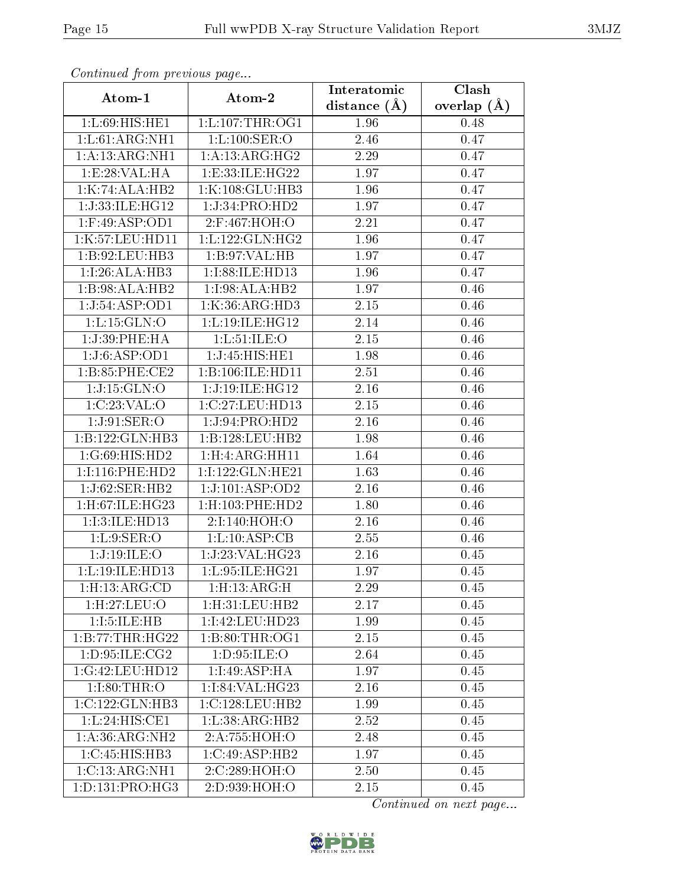*Continued from previous page...*

| Atom-1 | Atom-2 | Interatomic distance (Å) | Clash overlap (Å) |
|---|---|---|---|
| 1:L:69:HIS:HE1 | 1:L:107:THR:OG1 | 1.96 | 0.48 |
| 1:L:61:ARG:NH1 | 1:L:100:SER:O | 2.46 | 0.47 |
| 1:A:13:ARG:NH1 | 1:A:13:ARG:HG2 | 2.29 | 0.47 |
| 1:E:28:VAL:HA | 1:E:33:ILE:HG22 | 1.97 | 0.47 |
| 1:K:74:ALA:HB2 | 1:K:108:GLU:HB3 | 1.96 | 0.47 |
| 1:J:33:ILE:HG12 | 1:J:34:PRO:HD2 | 1.97 | 0.47 |
| 1:F:49:ASP:OD1 | 2:F:467:HOH:O | 2.21 | 0.47 |
| 1:K:57:LEU:HD11 | 1:L:122:GLN:HG2 | 1.96 | 0.47 |
| 1:B:92:LEU:HB3 | 1:B:97:VAL:HB | 1.97 | 0.47 |
| 1:I:26:ALA:HB3 | 1:I:88:ILE:HD13 | 1.96 | 0.47 |
| 1:B:98:ALA:HB2 | 1:I:98:ALA:HB2 | 1.97 | 0.46 |
| 1:J:54:ASP:OD1 | 1:K:36:ARG:HD3 | 2.15 | 0.46 |
| 1:L:15:GLN:O | 1:L:19:ILE:HG12 | 2.14 | 0.46 |
| 1:J:39:PHE:HA | 1:L:51:ILE:O | 2.15 | 0.46 |
| 1:J:6:ASP:OD1 | 1:J:45:HIS:HE1 | 1.98 | 0.46 |
| 1:B:85:PHE:CE2 | 1:B:106:ILE:HD11 | 2.51 | 0.46 |
| 1:J:15:GLN:O | 1:J:19:ILE:HG12 | 2.16 | 0.46 |
| 1:C:23:VAL:O | 1:C:27:LEU:HD13 | 2.15 | 0.46 |
| 1:J:91:SER:O | 1:J:94:PRO:HD2 | 2.16 | 0.46 |
| 1:B:122:GLN:HB3 | 1:B:128:LEU:HB2 | 1.98 | 0.46 |
| 1:G:69:HIS:HD2 | 1:H:4:ARG:HH11 | 1.64 | 0.46 |
| 1:I:116:PHE:HD2 | 1:I:122:GLN:HE21 | 1.63 | 0.46 |
| 1:J:62:SER:HB2 | 1:J:101:ASP:OD2 | 2.16 | 0.46 |
| 1:H:67:ILE:HG23 | 1:H:103:PHE:HD2 | 1.80 | 0.46 |
| 1:I:3:ILE:HD13 | 2:I:140:HOH:O | 2.16 | 0.46 |
| 1:L:9:SER:O | 1:L:10:ASP:CB | 2.55 | 0.46 |
| 1:J:19:ILE:O | 1:J:23:VAL:HG23 | 2.16 | 0.45 |
| 1:L:19:ILE:HD13 | 1:L:95:ILE:HG21 | 1.97 | 0.45 |
| 1:H:13:ARG:CD | 1:H:13:ARG:H | 2.29 | 0.45 |
| 1:H:27:LEU:O | 1:H:31:LEU:HB2 | 2.17 | 0.45 |
| 1:I:5:ILE:HB | 1:I:42:LEU:HD23 | 1.99 | 0.45 |
| 1:B:77:THR:HG22 | 1:B:80:THR:OG1 | 2.15 | 0.45 |
| 1:D:95:ILE:CG2 | 1:D:95:ILE:O | 2.64 | 0.45 |
| 1:G:42:LEU:HD12 | 1:I:49:ASP:HA | 1.97 | 0.45 |
| 1:I:80:THR:O | 1:I:84:VAL:HG23 | 2.16 | 0.45 |
| 1:C:122:GLN:HB3 | 1:C:128:LEU:HB2 | 1.99 | 0.45 |
| 1:L:24:HIS:CE1 | 1:L:38:ARG:HB2 | 2.52 | 0.45 |
| 1:A:36:ARG:NH2 | 2:A:755:HOH:O | 2.48 | 0.45 |
| 1:C:45:HIS:HB3 | 1:C:49:ASP:HB2 | 1.97 | 0.45 |
| 1:C:13:ARG:NH1 | 2:C:289:HOH:O | 2.50 | 0.45 |
| 1:D:131:PRO:HG3 | 2:D:939:HOH:O | 2.15 | 0.45 |

*Continued on next page...*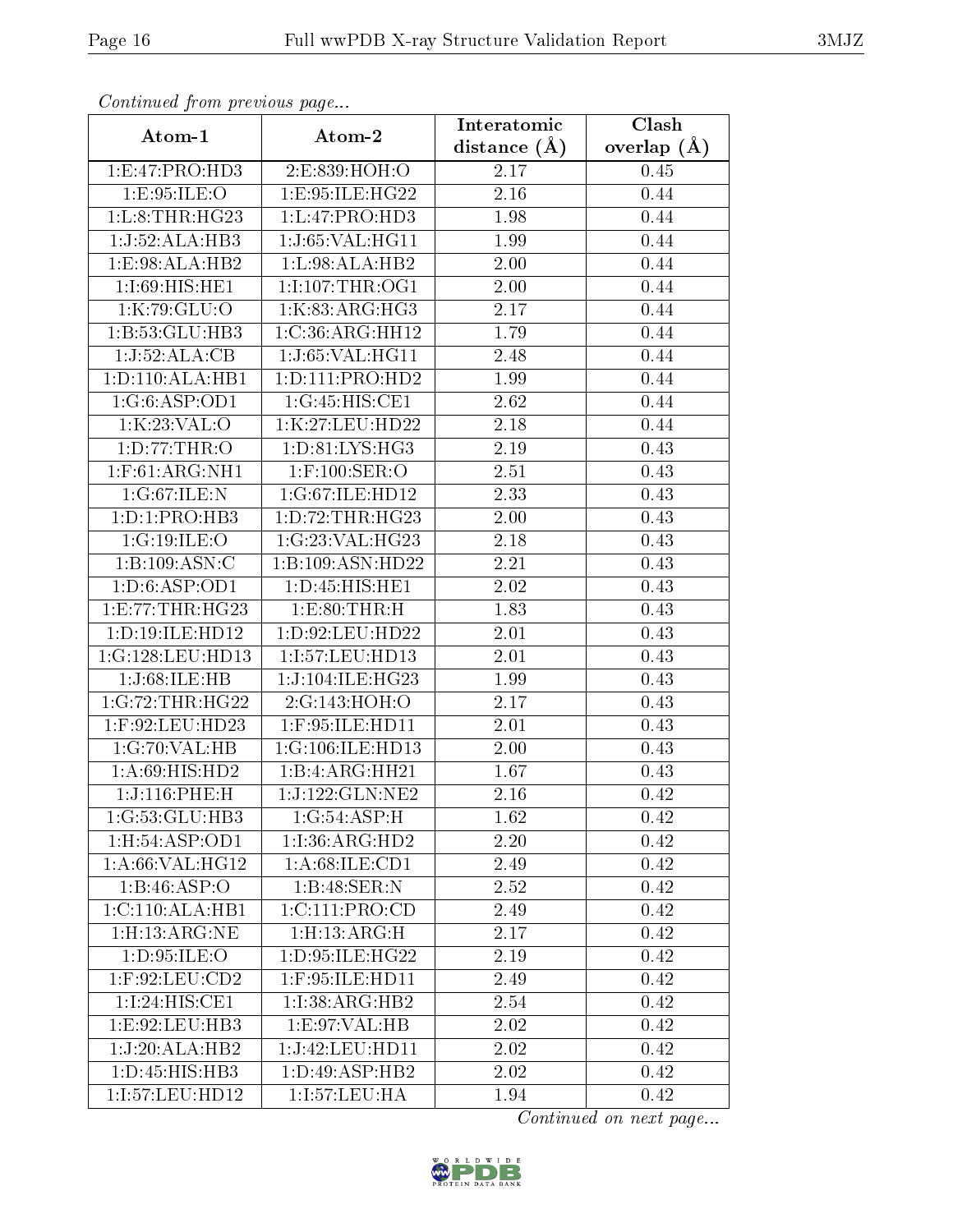*Continued from previous page...*

| Atom-1 | Atom-2 | Interatomic distance (Å) | Clash overlap (Å) |
|---|---|---|---|
| 1:E:47:PRO:HD3 | 2:E:839:HOH:O | 2.17 | 0.45 |
| 1:E:95:ILE:O | 1:E:95:ILE:HG22 | 2.16 | 0.44 |
| 1:L:8:THR:HG23 | 1:L:47:PRO:HD3 | 1.98 | 0.44 |
| 1:J:52:ALA:HB3 | 1:J:65:VAL:HG11 | 1.99 | 0.44 |
| 1:E:98:ALA:HB2 | 1:L:98:ALA:HB2 | 2.00 | 0.44 |
| 1:I:69:HIS:HE1 | 1:I:107:THR:OG1 | 2.00 | 0.44 |
| 1:K:79:GLU:O | 1:K:83:ARG:HG3 | 2.17 | 0.44 |
| 1:B:53:GLU:HB3 | 1:C:36:ARG:HH12 | 1.79 | 0.44 |
| 1:J:52:ALA:CB | 1:J:65:VAL:HG11 | 2.48 | 0.44 |
| 1:D:110:ALA:HB1 | 1:D:111:PRO:HD2 | 1.99 | 0.44 |
| 1:G:6:ASP:OD1 | 1:G:45:HIS:CE1 | 2.62 | 0.44 |
| 1:K:23:VAL:O | 1:K:27:LEU:HD22 | 2.18 | 0.44 |
| 1:D:77:THR:O | 1:D:81:LYS:HG3 | 2.19 | 0.43 |
| 1:F:61:ARG:NH1 | 1:F:100:SER:O | 2.51 | 0.43 |
| 1:G:67:ILE:N | 1:G:67:ILE:HD12 | 2.33 | 0.43 |
| 1:D:1:PRO:HB3 | 1:D:72:THR:HG23 | 2.00 | 0.43 |
| 1:G:19:ILE:O | 1:G:23:VAL:HG23 | 2.18 | 0.43 |
| 1:B:109:ASN:C | 1:B:109:ASN:HD22 | 2.21 | 0.43 |
| 1:D:6:ASP:OD1 | 1:D:45:HIS:HE1 | 2.02 | 0.43 |
| 1:E:77:THR:HG23 | 1:E:80:THR:H | 1.83 | 0.43 |
| 1:D:19:ILE:HD12 | 1:D:92:LEU:HD22 | 2.01 | 0.43 |
| 1:G:128:LEU:HD13 | 1:I:57:LEU:HD13 | 2.01 | 0.43 |
| 1:J:68:ILE:HB | 1:J:104:ILE:HG23 | 1.99 | 0.43 |
| 1:G:72:THR:HG22 | 2:G:143:HOH:O | 2.17 | 0.43 |
| 1:F:92:LEU:HD23 | 1:F:95:ILE:HD11 | 2.01 | 0.43 |
| 1:G:70:VAL:HB | 1:G:106:ILE:HD13 | 2.00 | 0.43 |
| 1:A:69:HIS:HD2 | 1:B:4:ARG:HH21 | 1.67 | 0.43 |
| 1:J:116:PHE:H | 1:J:122:GLN:NE2 | 2.16 | 0.42 |
| 1:G:53:GLU:HB3 | 1:G:54:ASP:H | 1.62 | 0.42 |
| 1:H:54:ASP:OD1 | 1:I:36:ARG:HD2 | 2.20 | 0.42 |
| 1:A:66:VAL:HG12 | 1:A:68:ILE:CD1 | 2.49 | 0.42 |
| 1:B:46:ASP:O | 1:B:48:SER:N | 2.52 | 0.42 |
| 1:C:110:ALA:HB1 | 1:C:111:PRO:CD | 2.49 | 0.42 |
| 1:H:13:ARG:NE | 1:H:13:ARG:H | 2.17 | 0.42 |
| 1:D:95:ILE:O | 1:D:95:ILE:HG22 | 2.19 | 0.42 |
| 1:F:92:LEU:CD2 | 1:F:95:ILE:HD11 | 2.49 | 0.42 |
| 1:I:24:HIS:CE1 | 1:I:38:ARG:HB2 | 2.54 | 0.42 |
| 1:E:92:LEU:HB3 | 1:E:97:VAL:HB | 2.02 | 0.42 |
| 1:J:20:ALA:HB2 | 1:J:42:LEU:HD11 | 2.02 | 0.42 |
| 1:D:45:HIS:HB3 | 1:D:49:ASP:HB2 | 2.02 | 0.42 |
| 1:I:57:LEU:HD12 | 1:I:57:LEU:HA | 1.94 | 0.42 |

*Continued on next page...*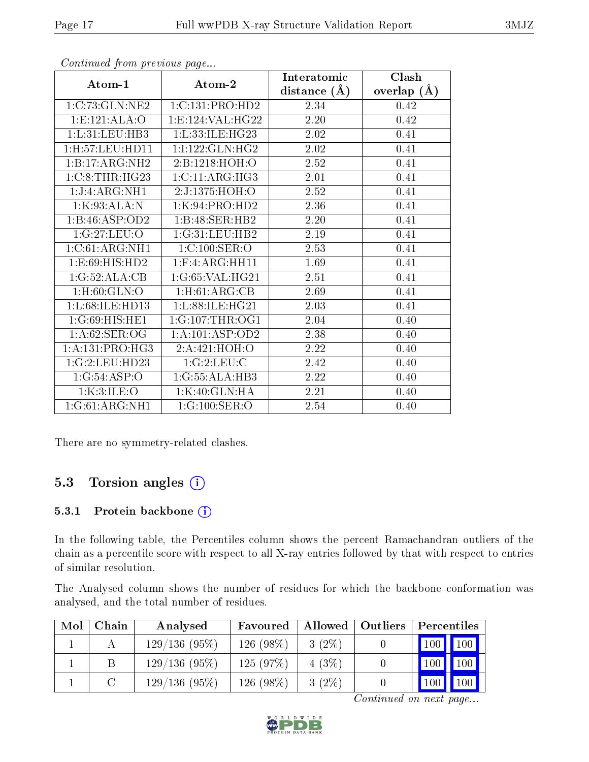*Continued from previous page...*

| Atom-1 | Atom-2 | Interatomic distance (Å) | Clash overlap (Å) |
|---|---|---|---|
| 1:C:73:GLN:NE2 | 1:C:131:PRO:HD2 | 2.34 | 0.42 |
| 1:E:121:ALA:O | 1:E:124:VAL:HG22 | 2.20 | 0.42 |
| 1:L:31:LEU:HB3 | 1:L:33:ILE:HG23 | 2.02 | 0.41 |
| 1:H:57:LEU:HD11 | 1:I:122:GLN:HG2 | 2.02 | 0.41 |
| 1:B:17:ARG:NH2 | 2:B:1218:HOH:O | 2.52 | 0.41 |
| 1:C:8:THR:HG23 | 1:C:11:ARG:HG3 | 2.01 | 0.41 |
| 1:J:4:ARG:NH1 | 2:J:1375:HOH:O | 2.52 | 0.41 |
| 1:K:93:ALA:N | 1:K:94:PRO:HD2 | 2.36 | 0.41 |
| 1:B:46:ASP:OD2 | 1:B:48:SER:HB2 | 2.20 | 0.41 |
| 1:G:27:LEU:O | 1:G:31:LEU:HB2 | 2.19 | 0.41 |
| 1:C:61:ARG:NH1 | 1:C:100:SER:O | 2.53 | 0.41 |
| 1:E:69:HIS:HD2 | 1:F:4:ARG:HH11 | 1.69 | 0.41 |
| 1:G:52:ALA:CB | 1:G:65:VAL:HG21 | 2.51 | 0.41 |
| 1:H:60:GLN:O | 1:H:61:ARG:CB | 2.69 | 0.41 |
| 1:L:68:ILE:HD13 | 1:L:88:ILE:HG21 | 2.03 | 0.41 |
| 1:G:69:HIS:HE1 | 1:G:107:THR:OG1 | 2.04 | 0.40 |
| 1:A:62:SER:OG | 1:A:101:ASP:OD2 | 2.38 | 0.40 |
| 1:A:131:PRO:HG3 | 2:A:421:HOH:O | 2.22 | 0.40 |
| 1:G:2:LEU:HD23 | 1:G:2:LEU:C | 2.42 | 0.40 |
| 1:G:54:ASP:O | 1:G:55:ALA:HB3 | 2.22 | 0.40 |
| 1:K:3:ILE:O | 1:K:40:GLN:HA | 2.21 | 0.40 |
| 1:G:61:ARG:NH1 | 1:G:100:SER:O | 2.54 | 0.40 |

There are no symmetry-related clashes.

## 5.3 Torsion angles

### 5.3.1 Protein backbone

In the following table, the Percentiles column shows the percent Ramachandran outliers of the chain as a percentile score with respect to all X-ray entries followed by that with respect to entries of similar resolution.

The Analysed column shows the number of residues for which the backbone conformation was analysed, and the total number of residues.

| Mol | Chain | Analysed | Favoured | Allowed | Outliers | Percentiles | |
|---|---|---|---|---|---|---|---|
| 1 | A | 129/136 (95%) | 126 (98%) | 3 (2%) | 0 | 100 | 100 |
| 1 | B | 129/136 (95%) | 125 (97%) | 4 (3%) | 0 | 100 | 100 |
| 1 | C | 129/136 (95%) | 126 (98%) | 3 (2%) | 0 | 100 | 100 |

*Continued on next page...*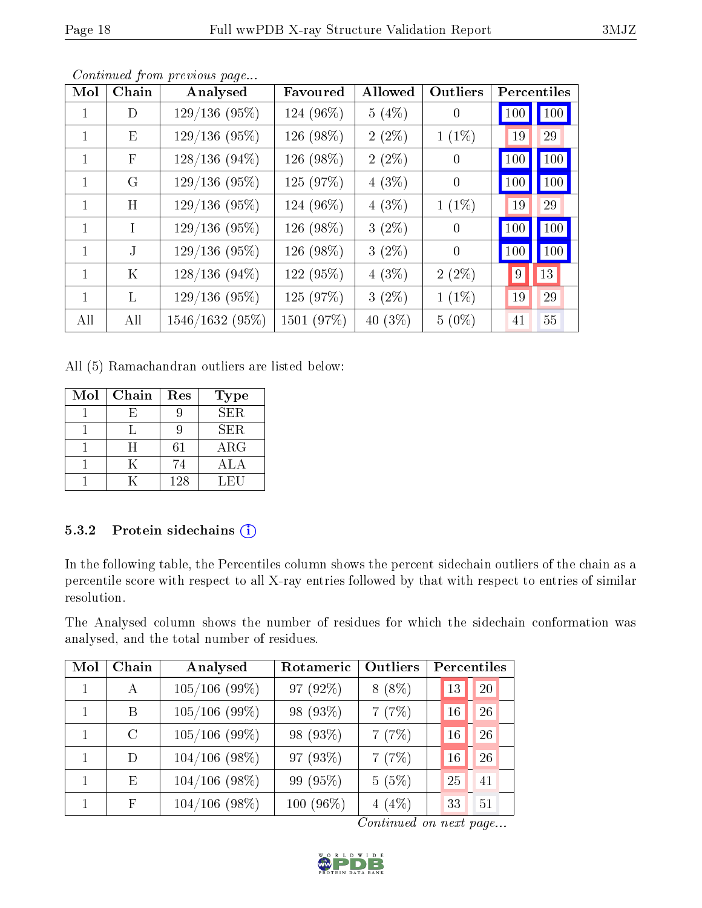*Continued from previous page...*

| Mol | Chain | Analysed | Favoured | Allowed | Outliers | Percentiles | |
|---|---|---|---|---|---|---|---|
| 1 | D | 129/136 (95%) | 124 (96%) | 5 (4%) | 0 | 100 | 100 |
| 1 | E | 129/136 (95%) | 126 (98%) | 2 (2%) | 1 (1%) | 19 | 29 |
| 1 | F | 128/136 (94%) | 126 (98%) | 2 (2%) | 0 | 100 | 100 |
| 1 | G | 129/136 (95%) | 125 (97%) | 4 (3%) | 0 | 100 | 100 |
| 1 | H | 129/136 (95%) | 124 (96%) | 4 (3%) | 1 (1%) | 19 | 29 |
| 1 | I | 129/136 (95%) | 126 (98%) | 3 (2%) | 0 | 100 | 100 |
| 1 | J | 129/136 (95%) | 126 (98%) | 3 (2%) | 0 | 100 | 100 |
| 1 | K | 128/136 (94%) | 122 (95%) | 4 (3%) | 2 (2%) | 9 | 13 |
| 1 | L | 129/136 (95%) | 125 (97%) | 3 (2%) | 1 (1%) | 19 | 29 |
| All | All | 1546/1632 (95%) | 1501 (97%) | 40 (3%) | 5 (0%) | 41 | 55 |

All (5) Ramachandran outliers are listed below:

| Mol | Chain | Res | Type |
|---|---|---|---|
| 1 | E | 9 | SER |
| 1 | L | 9 | SER |
| 1 | H | 61 | ARG |
| 1 | K | 74 | ALA |
| 1 | K | 128 | LEU |

### 5.3.2 Protein sidechains

In the following table, the Percentiles column shows the percent sidechain outliers of the chain as a percentile score with respect to all X-ray entries followed by that with respect to entries of similar resolution.

The Analysed column shows the number of residues for which the sidechain conformation was analysed, and the total number of residues.

| Mol | Chain | Analysed | Rotameric | Outliers | Percentiles | |
|---|---|---|---|---|---|---|
| 1 | A | 105/106 (99%) | 97 (92%) | 8 (8%) | 13 | 20 |
| 1 | B | 105/106 (99%) | 98 (93%) | 7 (7%) | 16 | 26 |
| 1 | C | 105/106 (99%) | 98 (93%) | 7 (7%) | 16 | 26 |
| 1 | D | 104/106 (98%) | 97 (93%) | 7 (7%) | 16 | 26 |
| 1 | E | 104/106 (98%) | 99 (95%) | 5 (5%) | 25 | 41 |
| 1 | F | 104/106 (98%) | 100 (96%) | 4 (4%) | 33 | 51 |

*Continued on next page...*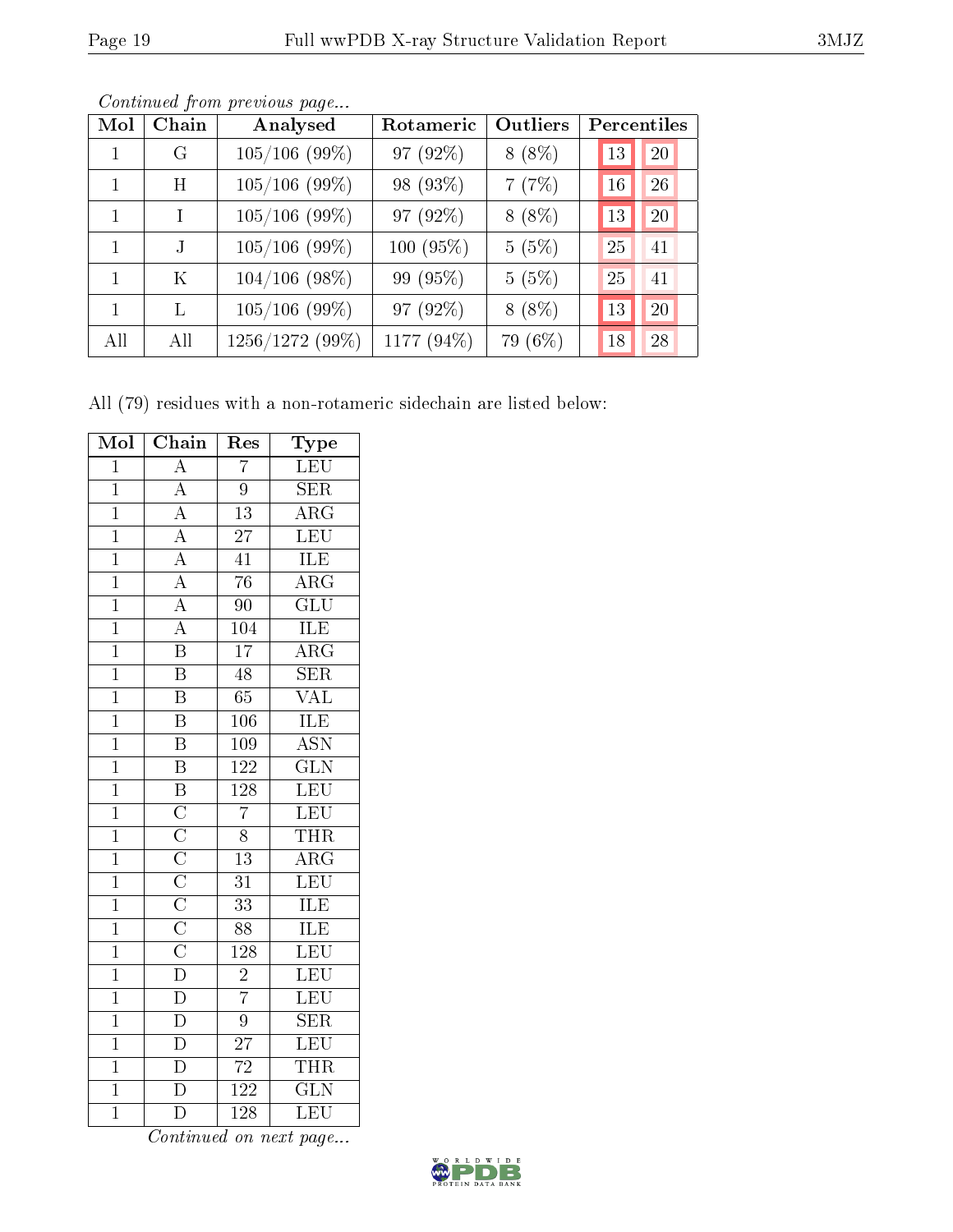*Continued from previous page...*

| Mol | Chain | Analysed | Rotameric | Outliers | Percentiles | |
|---|---|---|---|---|---|---|
| 1 | G | 105/106 (99%) | 97 (92%) | 8 (8%) | 13 | 20 |
| 1 | H | 105/106 (99%) | 98 (93%) | 7 (7%) | 16 | 26 |
| 1 | I | 105/106 (99%) | 97 (92%) | 8 (8%) | 13 | 20 |
| 1 | J | 105/106 (99%) | 100 (95%) | 5 (5%) | 25 | 41 |
| 1 | K | 104/106 (98%) | 99 (95%) | 5 (5%) | 25 | 41 |
| 1 | L | 105/106 (99%) | 97 (92%) | 8 (8%) | 13 | 20 |
| All | All | 1256/1272 (99%) | 1177 (94%) | 79 (6%) | 18 | 28 |

All (79) residues with a non-rotameric sidechain are listed below:

| Mol | Chain | Res | Type |
|---|---|---|---|
| 1 | A | 7 | LEU |
| 1 | A | 9 | SER |
| 1 | A | 13 | ARG |
| 1 | A | 27 | LEU |
| 1 | A | 41 | ILE |
| 1 | A | 76 | ARG |
| 1 | A | 90 | GLU |
| 1 | A | 104 | ILE |
| 1 | B | 17 | ARG |
| 1 | B | 48 | SER |
| 1 | B | 65 | VAL |
| 1 | B | 106 | ILE |
| 1 | B | 109 | ASN |
| 1 | B | 122 | GLN |
| 1 | B | 128 | LEU |
| 1 | C | 7 | LEU |
| 1 | C | 8 | THR |
| 1 | C | 13 | ARG |
| 1 | C | 31 | LEU |
| 1 | C | 33 | ILE |
| 1 | C | 88 | ILE |
| 1 | C | 128 | LEU |
| 1 | D | 2 | LEU |
| 1 | D | 7 | LEU |
| 1 | D | 9 | SER |
| 1 | D | 27 | LEU |
| 1 | D | 72 | THR |
| 1 | D | 122 | GLN |
| 1 | D | 128 | LEU |

*Continued on next page...*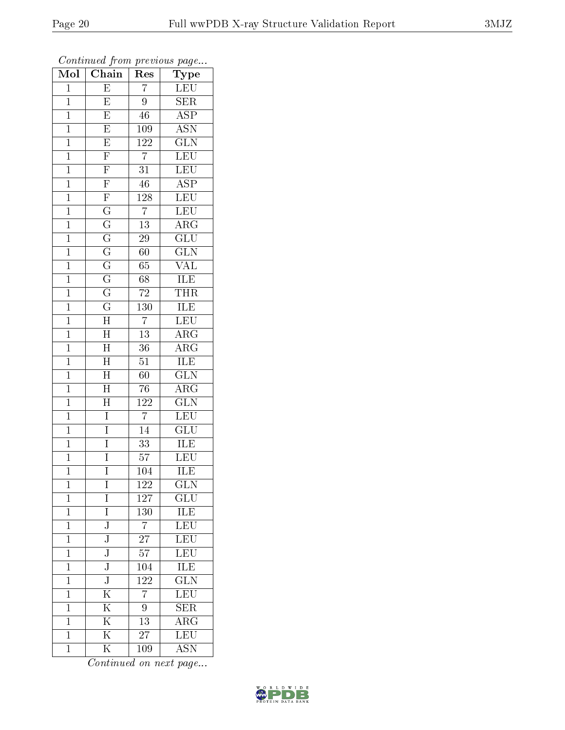*Continued from previous page...*

| Mol | Chain | Res | Type |
|---|---|---|---|
| 1 | E | 7 | LEU |
| 1 | E | 9 | SER |
| 1 | E | 46 | ASP |
| 1 | E | 109 | ASN |
| 1 | E | 122 | GLN |
| 1 | F | 7 | LEU |
| 1 | F | 31 | LEU |
| 1 | F | 46 | ASP |
| 1 | F | 128 | LEU |
| 1 | G | 7 | LEU |
| 1 | G | 13 | ARG |
| 1 | G | 29 | GLU |
| 1 | G | 60 | GLN |
| 1 | G | 65 | VAL |
| 1 | G | 68 | ILE |
| 1 | G | 72 | THR |
| 1 | G | 130 | ILE |
| 1 | H | 7 | LEU |
| 1 | H | 13 | ARG |
| 1 | H | 36 | ARG |
| 1 | H | 51 | ILE |
| 1 | H | 60 | GLN |
| 1 | H | 76 | ARG |
| 1 | H | 122 | GLN |
| 1 | I | 7 | LEU |
| 1 | I | 14 | GLU |
| 1 | I | 33 | ILE |
| 1 | I | 57 | LEU |
| 1 | I | 104 | ILE |
| 1 | I | 122 | GLN |
| 1 | I | 127 | GLU |
| 1 | I | 130 | ILE |
| 1 | J | 7 | LEU |
| 1 | J | 27 | LEU |
| 1 | J | 57 | LEU |
| 1 | J | 104 | ILE |
| 1 | J | 122 | GLN |
| 1 | K | 7 | LEU |
| 1 | K | 9 | SER |
| 1 | K | 13 | ARG |
| 1 | K | 27 | LEU |
| 1 | K | 109 | ASN |

*Continued on next page...*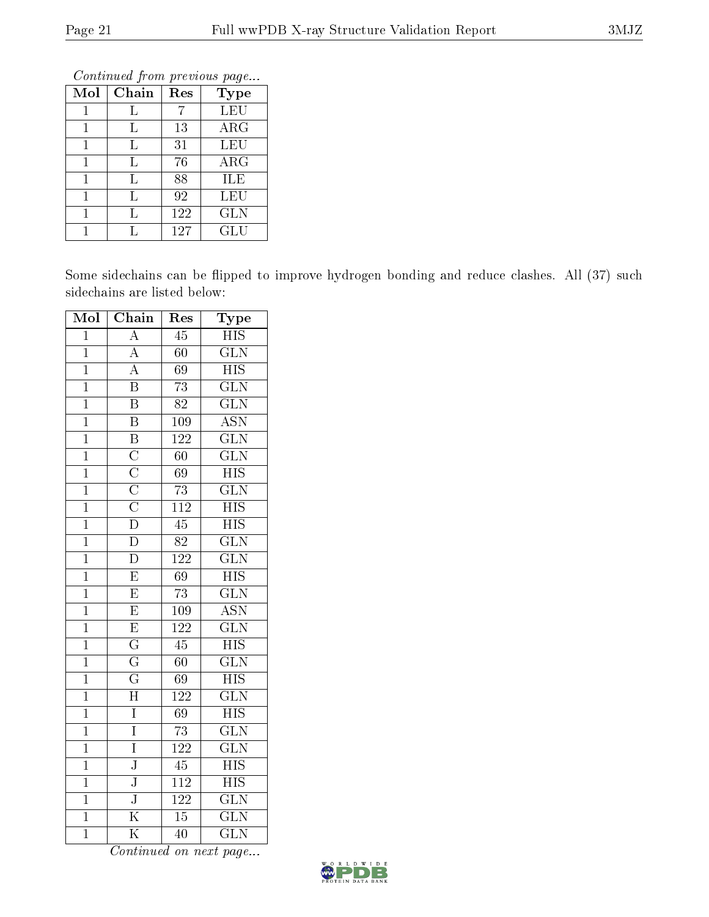*Continued from previous page...*

| Mol | Chain | Res | Type |
|---|---|---|---|
| 1 | L | 7 | LEU |
| 1 | L | 13 | ARG |
| 1 | L | 31 | LEU |
| 1 | L | 76 | ARG |
| 1 | L | 88 | ILE |
| 1 | L | 92 | LEU |
| 1 | L | 122 | GLN |
| 1 | L | 127 | GLU |

Some sidechains can be flipped to improve hydrogen bonding and reduce clashes. All (37) such sidechains are listed below:

| Mol | Chain | Res | Type |
|---|---|---|---|
| 1 | A | 45 | HIS |
| 1 | A | 60 | GLN |
| 1 | A | 69 | HIS |
| 1 | B | 73 | GLN |
| 1 | B | 82 | GLN |
| 1 | B | 109 | ASN |
| 1 | B | 122 | GLN |
| 1 | C | 60 | GLN |
| 1 | C | 69 | HIS |
| 1 | C | 73 | GLN |
| 1 | C | 112 | HIS |
| 1 | D | 45 | HIS |
| 1 | D | 82 | GLN |
| 1 | D | 122 | GLN |
| 1 | E | 69 | HIS |
| 1 | E | 73 | GLN |
| 1 | E | 109 | ASN |
| 1 | E | 122 | GLN |
| 1 | G | 45 | HIS |
| 1 | G | 60 | GLN |
| 1 | G | 69 | HIS |
| 1 | H | 122 | GLN |
| 1 | I | 69 | HIS |
| 1 | I | 73 | GLN |
| 1 | I | 122 | GLN |
| 1 | J | 45 | HIS |
| 1 | J | 112 | HIS |
| 1 | J | 122 | GLN |
| 1 | K | 15 | GLN |
| 1 | K | 40 | GLN |

*Continued on next page...*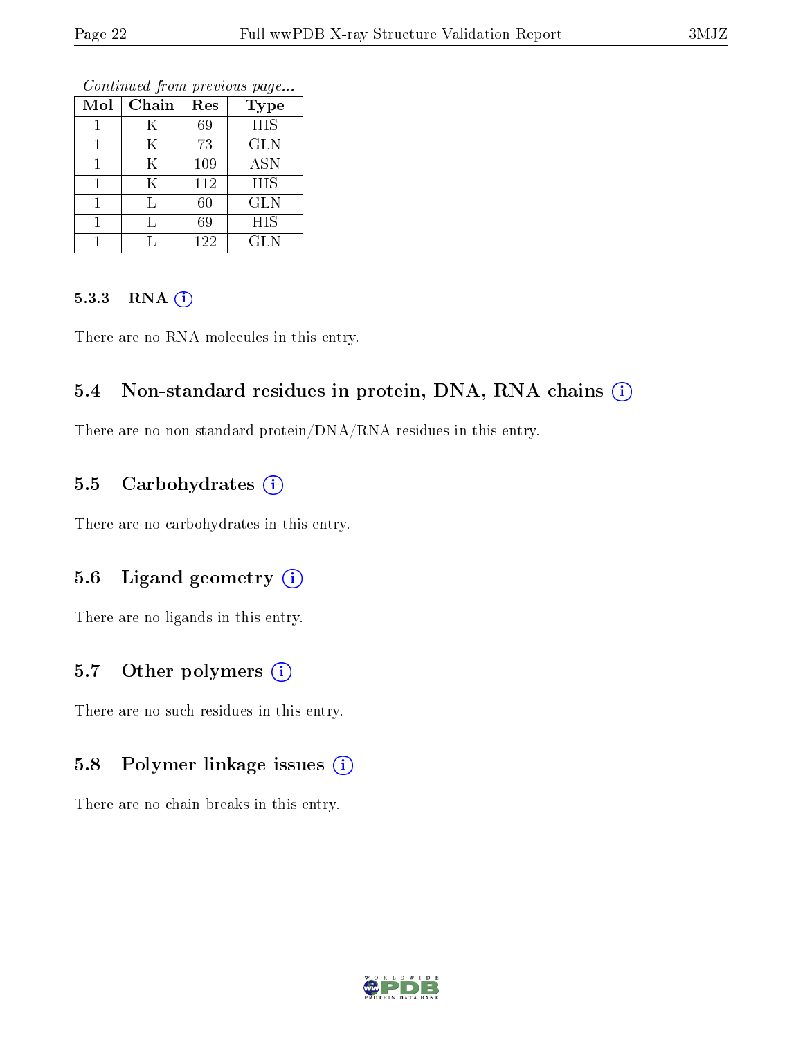*Continued from previous page...*

| Mol | Chain | Res | Type |
|---|---|---|---|
| 1 | K | 69 | HIS |
| 1 | K | 73 | GLN |
| 1 | K | 109 | ASN |
| 1 | K | 112 | HIS |
| 1 | L | 60 | GLN |
| 1 | L | 69 | HIS |
| 1 | L | 122 | GLN |

#### 5.3.3 RNA

There are no RNA molecules in this entry.

### 5.4 Non-standard residues in protein, DNA, RNA chains

There are no non-standard protein/DNA/RNA residues in this entry.

### 5.5 Carbohydrates

There are no carbohydrates in this entry.

### 5.6 Ligand geometry

There are no ligands in this entry.

### 5.7 Other polymers

There are no such residues in this entry.

### 5.8 Polymer linkage issues

There are no chain breaks in this entry.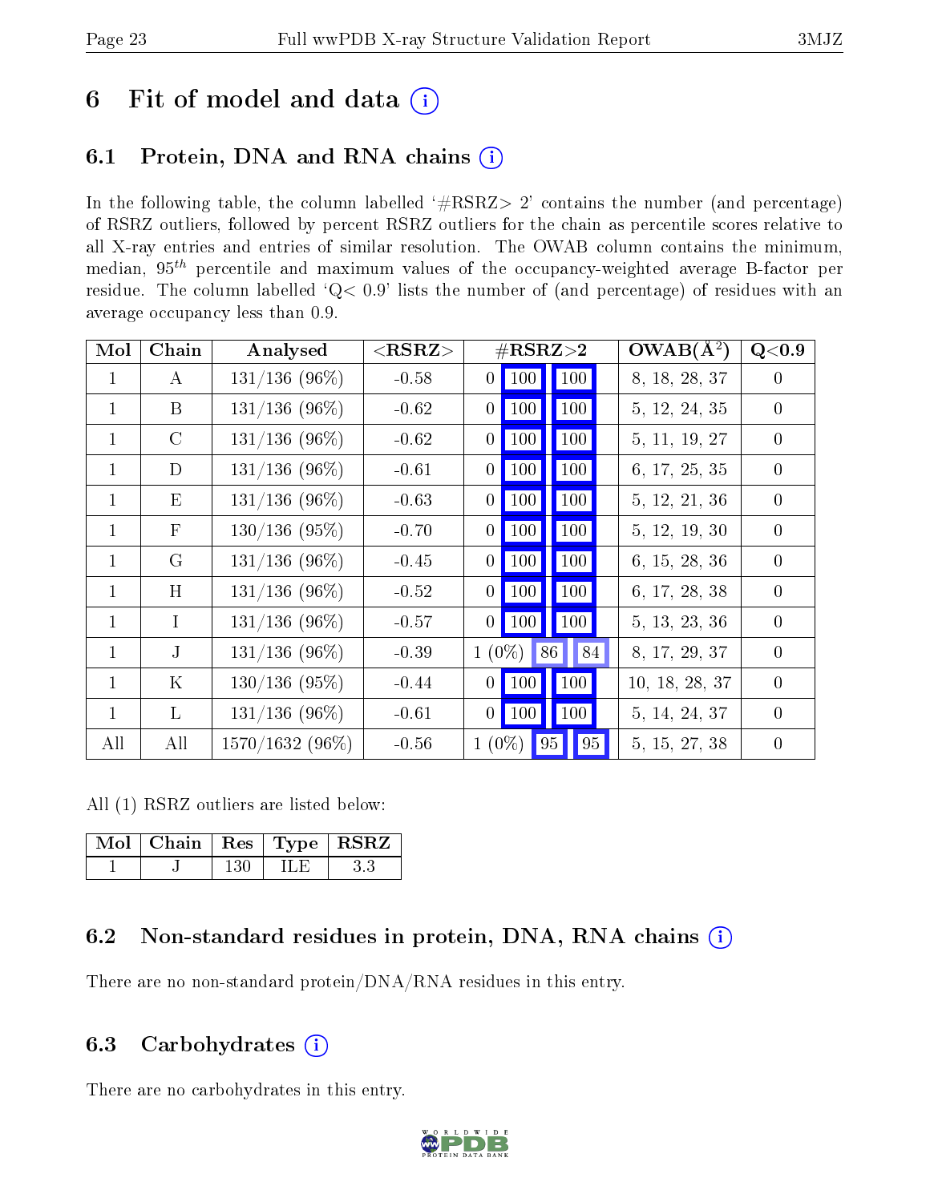# 6 Fit of model and data

## 6.1 Protein, DNA and RNA chains

In the following table, the column labelled '#RSRZ> 2' contains the number (and percentage) of RSRZ outliers, followed by percent RSRZ outliers for the chain as percentile scores relative to all X-ray entries and entries of similar resolution. The OWAB column contains the minimum, median, $95^{th}$ percentile and maximum values of the occupancy-weighted average B-factor per residue. The column labelled 'Q< 0.9' lists the number of (and percentage) of residues with an average occupancy less than 0.9.

| Mol | Chain | Analysed | <RSRZ> | #RSRZ>2 | | | OWAB(Å$^2$) | Q<0.9 |
|---|---|---|---|---|---|---|---|---|
| 1 | A | 131/136 (96%) | -0.58 | 0 | 100 | 100 | 8, 18, 28, 37 | 0 |
| 1 | B | 131/136 (96%) | -0.62 | 0 | 100 | 100 | 5, 12, 24, 35 | 0 |
| 1 | C | 131/136 (96%) | -0.62 | 0 | 100 | 100 | 5, 11, 19, 27 | 0 |
| 1 | D | 131/136 (96%) | -0.61 | 0 | 100 | 100 | 6, 17, 25, 35 | 0 |
| 1 | E | 131/136 (96%) | -0.63 | 0 | 100 | 100 | 5, 12, 21, 36 | 0 |
| 1 | F | 130/136 (95%) | -0.70 | 0 | 100 | 100 | 5, 12, 19, 30 | 0 |
| 1 | G | 131/136 (96%) | -0.45 | 0 | 100 | 100 | 6, 15, 28, 36 | 0 |
| 1 | H | 131/136 (96%) | -0.52 | 0 | 100 | 100 | 6, 17, 28, 38 | 0 |
| 1 | I | 131/136 (96%) | -0.57 | 0 | 100 | 100 | 5, 13, 23, 36 | 0 |
| 1 | J | 131/136 (96%) | -0.39 | 1 (0%) | 86 | 84 | 8, 17, 29, 37 | 0 |
| 1 | K | 130/136 (95%) | -0.44 | 0 | 100 | 100 | 10, 18, 28, 37 | 0 |
| 1 | L | 131/136 (96%) | -0.61 | 0 | 100 | 100 | 5, 14, 24, 37 | 0 |
| All | All | 1570/1632 (96%) | -0.56 | 1 (0%) | 95 | 95 | 5, 15, 27, 38 | 0 |

All (1) RSRZ outliers are listed below:

| Mol | Chain | Res | Type | RSRZ |
|---|---|---|---|---|
| 1 | J | 130 | ILE | 3.3 |

## 6.2 Non-standard residues in protein, DNA, RNA chains

There are no non-standard protein/DNA/RNA residues in this entry.

## 6.3 Carbohydrates

There are no carbohydrates in this entry.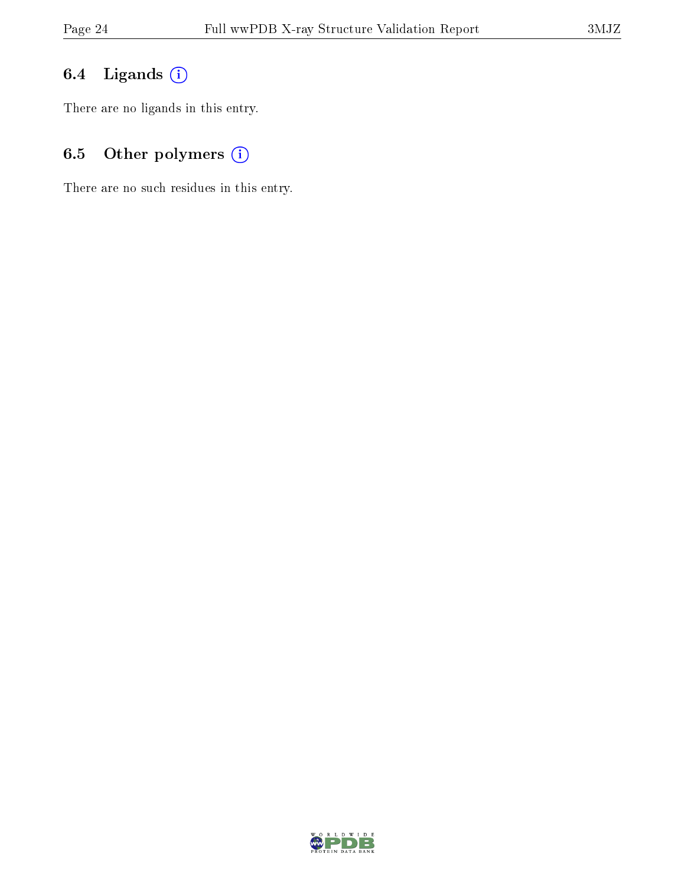### 6.4 Ligands

There are no ligands in this entry.

### 6.5 Other polymers

There are no such residues in this entry.